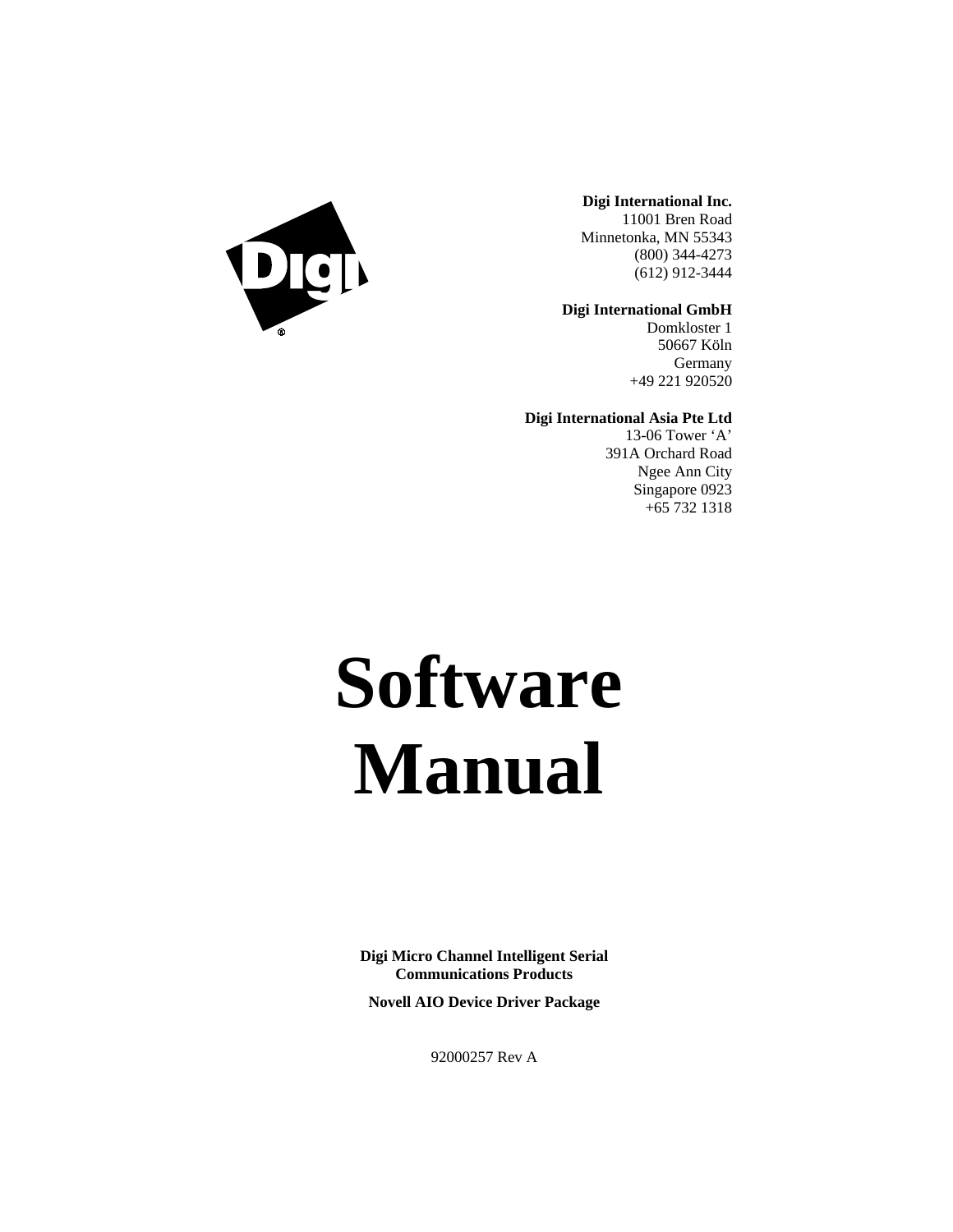**Digi International Inc.**
11001 Bren Road
Minnetonka, MN 55343
(800) 344-4273
(612) 912-3444

**Digi International GmbH**
Domkloster 1
50667 Köln
Germany
+49 221 920520

**Digi International Asia Pte Ltd**
13-06 Tower ‘A’
391A Orchard Road
Ngee Ann City
Singapore 0923
+65 732 1318

# Software Manual

**Digi Micro Channel Intelligent Serial Communications Products**

**Novell AIO Device Driver Package**

92000257 Rev A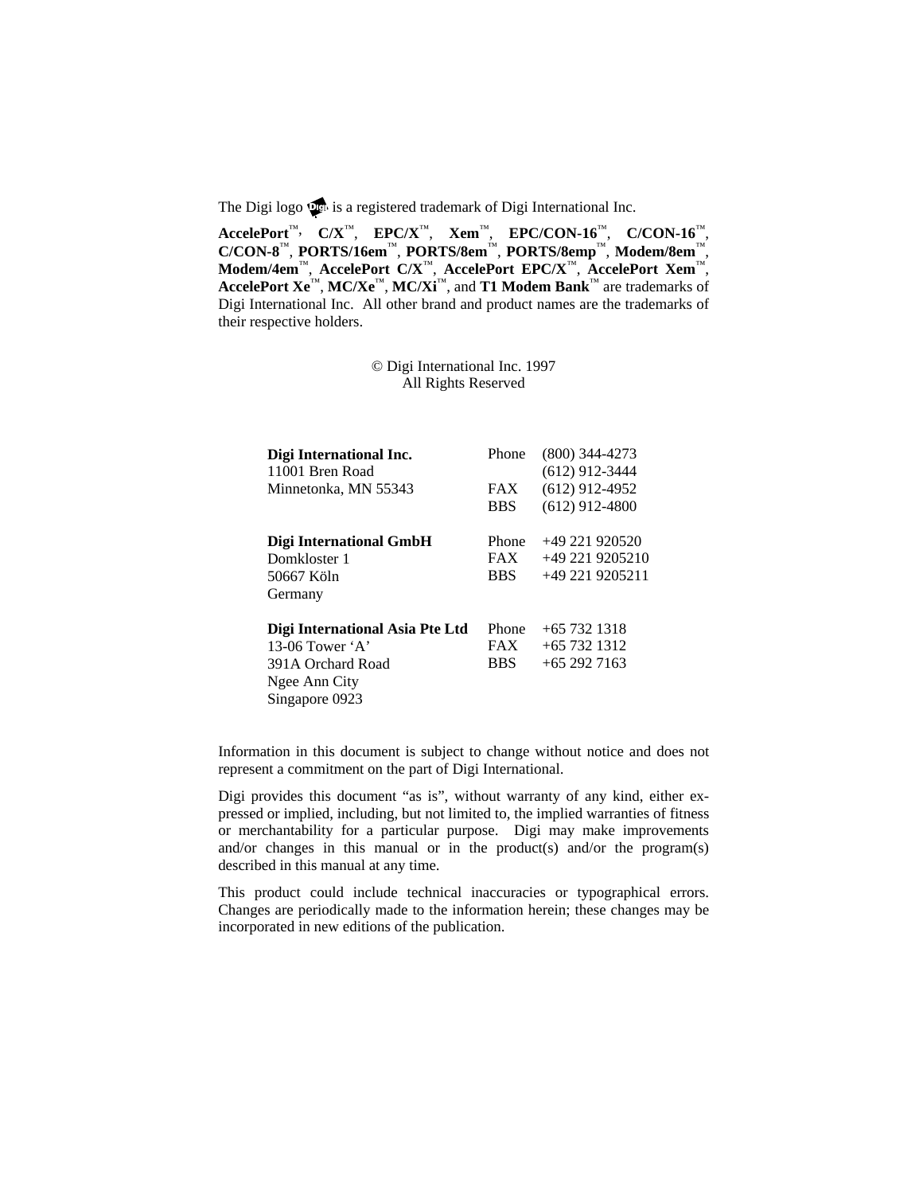The Digi logo is a registered trademark of Digi International Inc.

**AccelePort**™, **C/X**™, **EPC/X**™, **Xem**™, **EPC/CON-16**™, **C/CON-16**™, **C/CON-8**™, **PORTS/16em**™, **PORTS/8em**™, **PORTS/8emp**™, **Modem/8em**™, **Modem/4em**™, **AccelePort C/X**™, **AccelePort EPC/X**™, **AccelePort Xem**™, **AccelePort Xe**™, **MC/Xe**™, **MC/Xi**™, and **T1 Modem Bank**™ are trademarks of Digi International Inc. All other brand and product names are the trademarks of their respective holders.

© Digi International Inc. 1997
All Rights Reserved

| | | |
|---|---|---|
| **Digi International Inc.** | Phone | (800) 344-4273 |
| 11001 Bren Road | | (612) 912-3444 |
| Minnetonka, MN 55343 | FAX | (612) 912-4952 |
| | BBS | (612) 912-4800 |
| **Digi International GmbH** | Phone | +49 221 920520 |
| Domkloster 1 | FAX | +49 221 9205210 |
| 50667 Köln | BBS | +49 221 9205211 |
| Germany | | |
| **Digi International Asia Pte Ltd** | Phone | +65 732 1318 |
| 13-06 Tower 'A' | FAX | +65 732 1312 |
| 391A Orchard Road | BBS | +65 292 7163 |
| Ngee Ann City | | |
| Singapore 0923 | | |

Information in this document is subject to change without notice and does not represent a commitment on the part of Digi International.

Digi provides this document "as is", without warranty of any kind, either expressed or implied, including, but not limited to, the implied warranties of fitness or merchantability for a particular purpose. Digi may make improvements and/or changes in this manual or in the product(s) and/or the program(s) described in this manual at any time.

This product could include technical inaccuracies or typographical errors. Changes are periodically made to the information herein; these changes may be incorporated in new editions of the publication.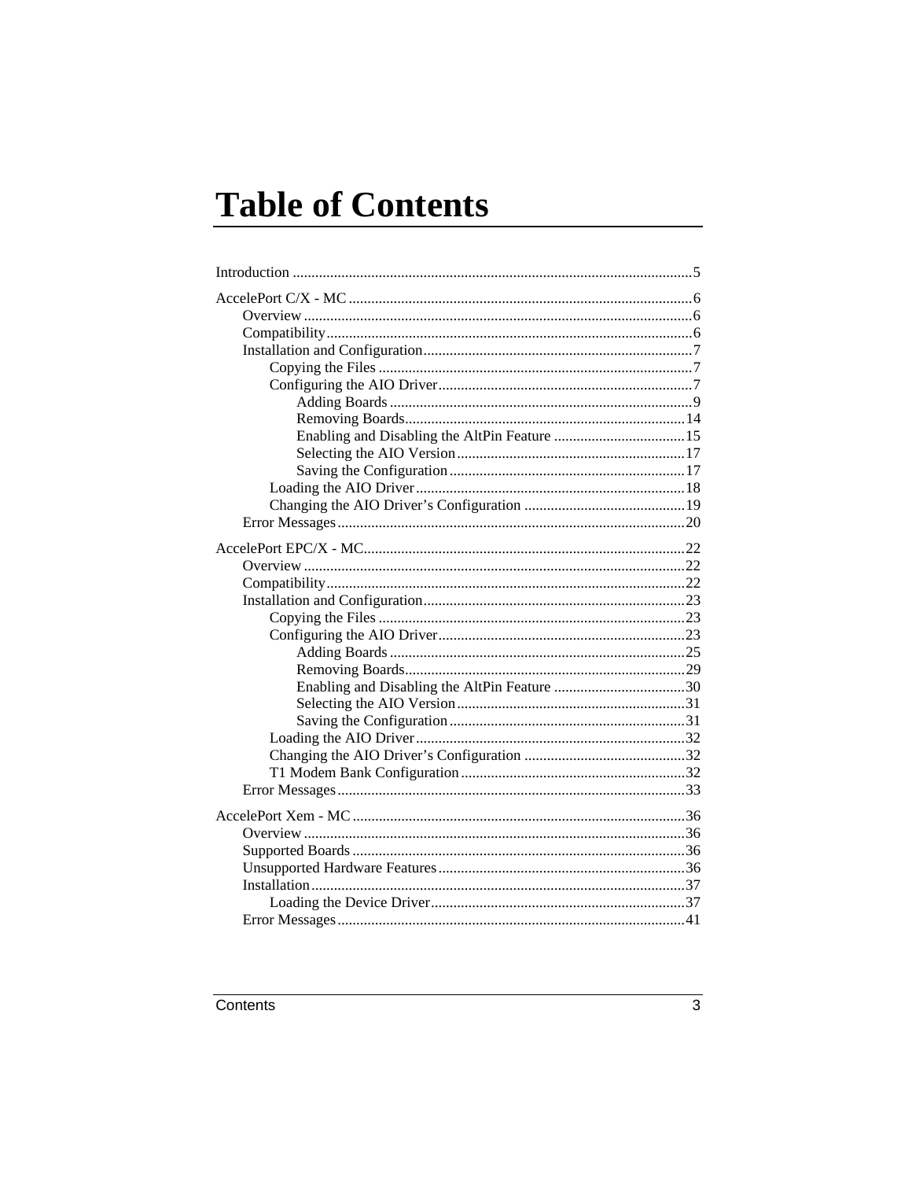# Table of Contents

- Introduction ........ 5
- AccelePort C/X - MC ........ 6
  - Overview ........ 6
  - Compatibility ........ 6
  - Installation and Configuration ........ 7
    - Copying the Files ........ 7
    - Configuring the AIO Driver ........ 7
      - Adding Boards ........ 9
      - Removing Boards ........ 14
      - Enabling and Disabling the AltPin Feature ........ 15
      - Selecting the AIO Version ........ 17
      - Saving the Configuration ........ 17
    - Loading the AIO Driver ........ 18
    - Changing the AIO Driver's Configuration ........ 19
  - Error Messages ........ 20
- AccelePort EPC/X - MC ........ 22
  - Overview ........ 22
  - Compatibility ........ 22
  - Installation and Configuration ........ 23
    - Copying the Files ........ 23
    - Configuring the AIO Driver ........ 23
      - Adding Boards ........ 25
      - Removing Boards ........ 29
      - Enabling and Disabling the AltPin Feature ........ 30
      - Selecting the AIO Version ........ 31
      - Saving the Configuration ........ 31
    - Loading the AIO Driver ........ 32
    - Changing the AIO Driver's Configuration ........ 32
    - T1 Modem Bank Configuration ........ 32
  - Error Messages ........ 33
- AccelePort Xem - MC ........ 36
  - Overview ........ 36
  - Supported Boards ........ 36
  - Unsupported Hardware Features ........ 36
  - Installation ........ 37
    - Loading the Device Driver ........ 37
  - Error Messages ........ 41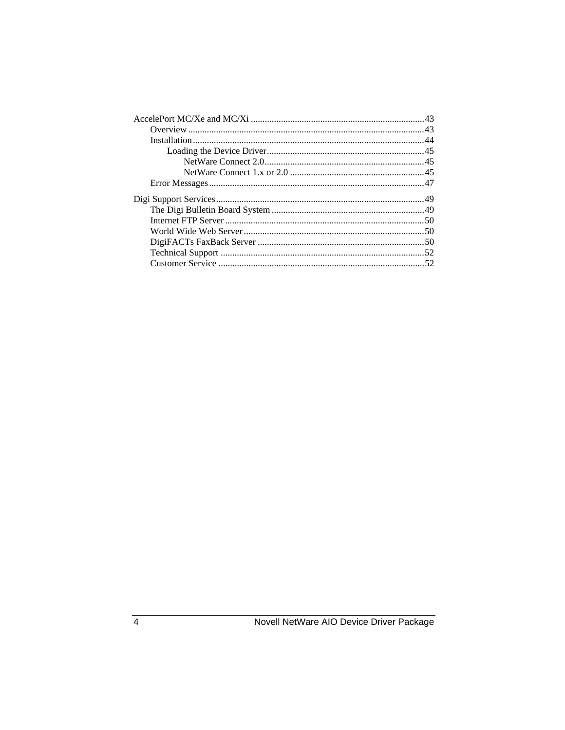AccelePort MC/Xe and MC/Xi ........................................................................43

- Overview ..................................................................................................43
- Installation ..............................................................................................44
    - Loading the Device Driver.................................................................45
        - NetWare Connect 2.0.....................................................................45
        - NetWare Connect 1.x or 2.0 ..........................................................45
- Error Messages.........................................................................................47

Digi Support Services........................................................................................49

- The Digi Bulletin Board System ..............................................................49
- Internet FTP Server ..................................................................................50
- World Wide Web Server ...........................................................................50
- DigiFACTs FaxBack Server .....................................................................50
- Technical Support .....................................................................................52
- Customer Service ......................................................................................52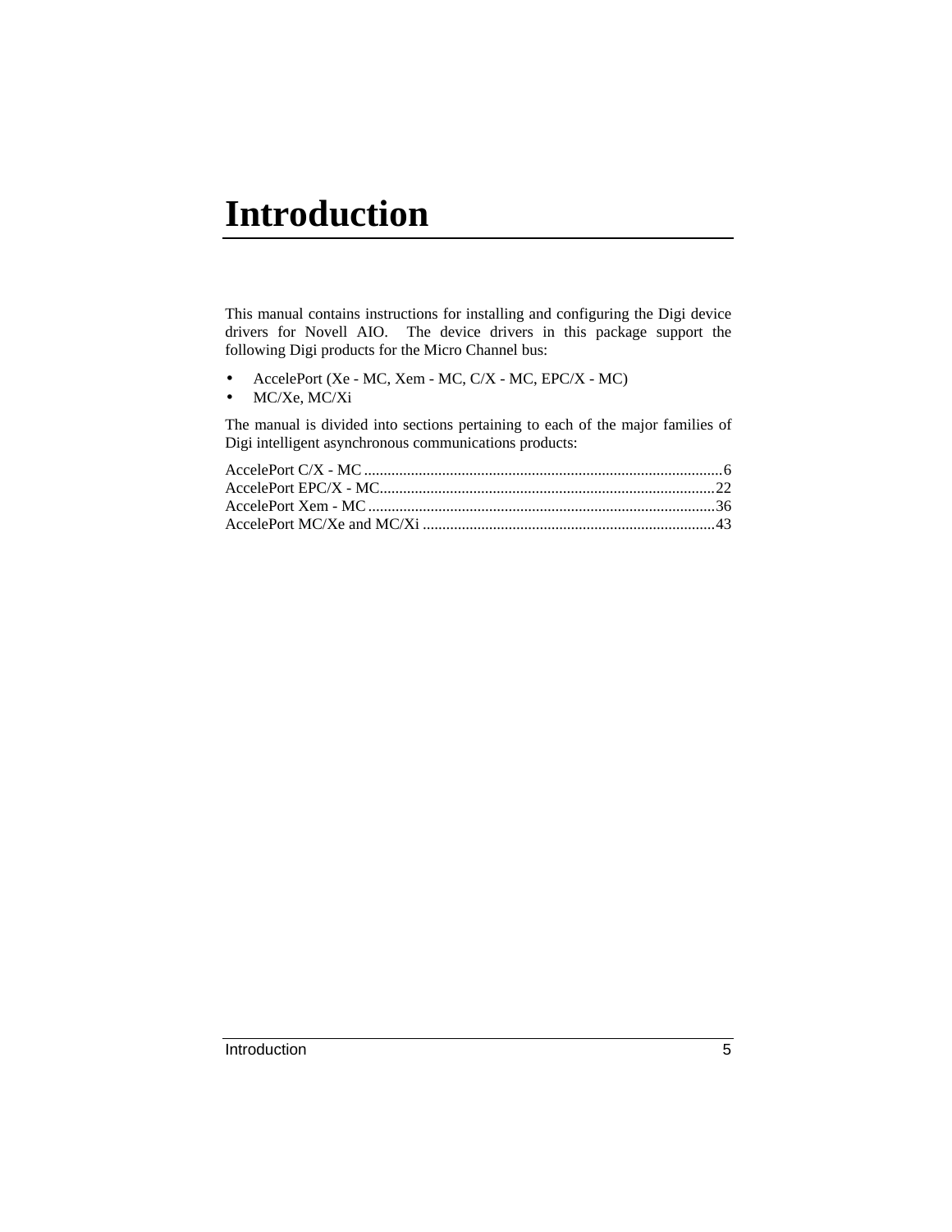# Introduction

This manual contains instructions for installing and configuring the Digi device drivers for Novell AIO. The device drivers in this package support the following Digi products for the Micro Channel bus:

- AccelePort (Xe - MC, Xem - MC, C/X - MC, EPC/X - MC)
- MC/Xe, MC/Xi

The manual is divided into sections pertaining to each of the major families of Digi intelligent asynchronous communications products:

AccelePort C/X - MC ........................................................................................6
AccelePort EPC/X - MC....................................................................................22
AccelePort Xem - MC........................................................................................36
AccelePort MC/Xe and MC/Xi ..........................................................................43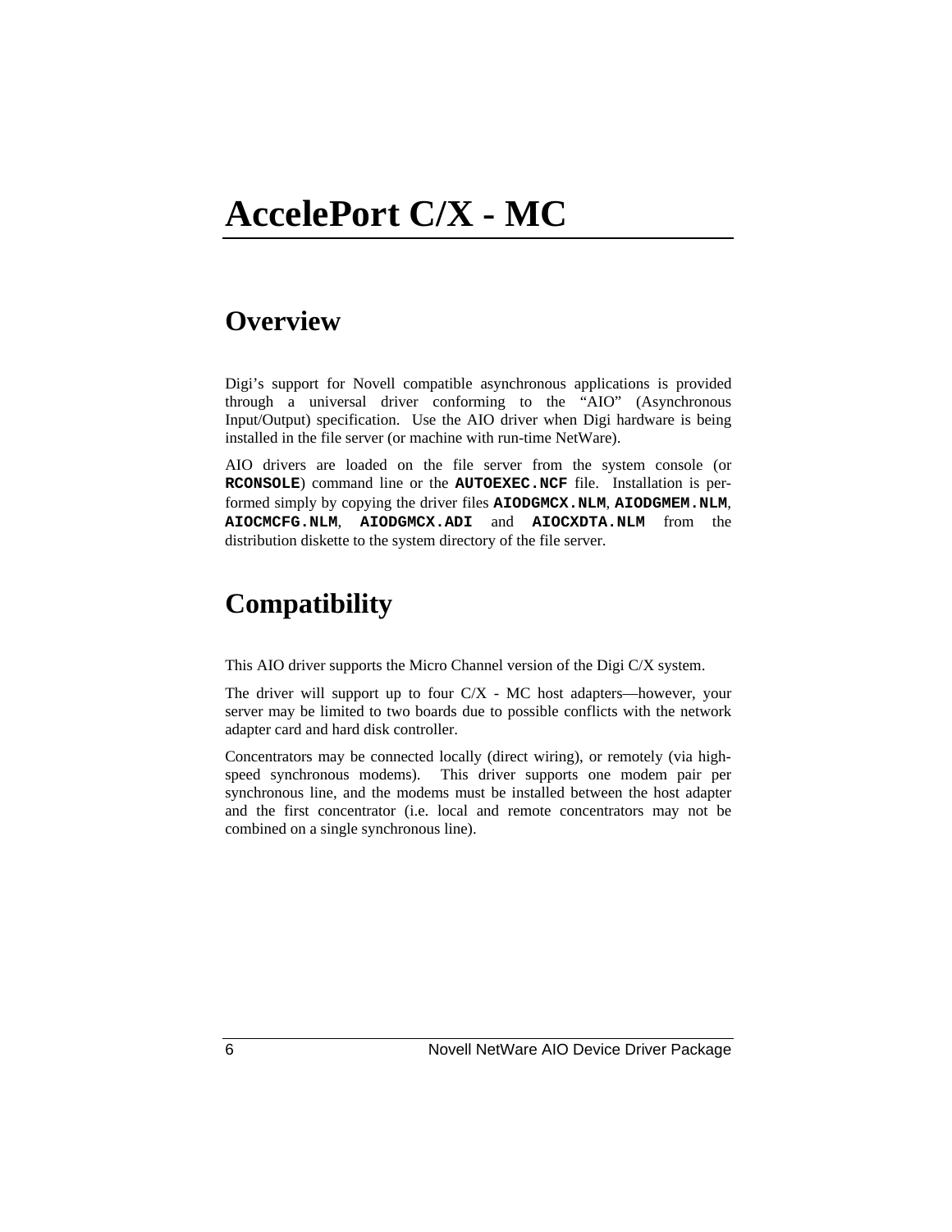# AccelePort C/X - MC

## Overview

Digi's support for Novell compatible asynchronous applications is provided through a universal driver conforming to the "AIO" (Asynchronous Input/Output) specification. Use the AIO driver when Digi hardware is being installed in the file server (or machine with run-time NetWare).

AIO drivers are loaded on the file server from the system console (or **`RCONSOLE`**) command line or the **`AUTOEXEC.NCF`** file. Installation is performed simply by copying the driver files **`AIODGMCX.NLM`**, **`AIODGMEM.NLM`**, **`AIOCMCFG.NLM`**, **`AIODGMCX.ADI`** and **`AIOCXDTA.NLM`** from the distribution diskette to the system directory of the file server.

## Compatibility

This AIO driver supports the Micro Channel version of the Digi C/X system.

The driver will support up to four C/X - MC host adapters—however, your server may be limited to two boards due to possible conflicts with the network adapter card and hard disk controller.

Concentrators may be connected locally (direct wiring), or remotely (via high-speed synchronous modems). This driver supports one modem pair per synchronous line, and the modems must be installed between the host adapter and the first concentrator (i.e. local and remote concentrators may not be combined on a single synchronous line).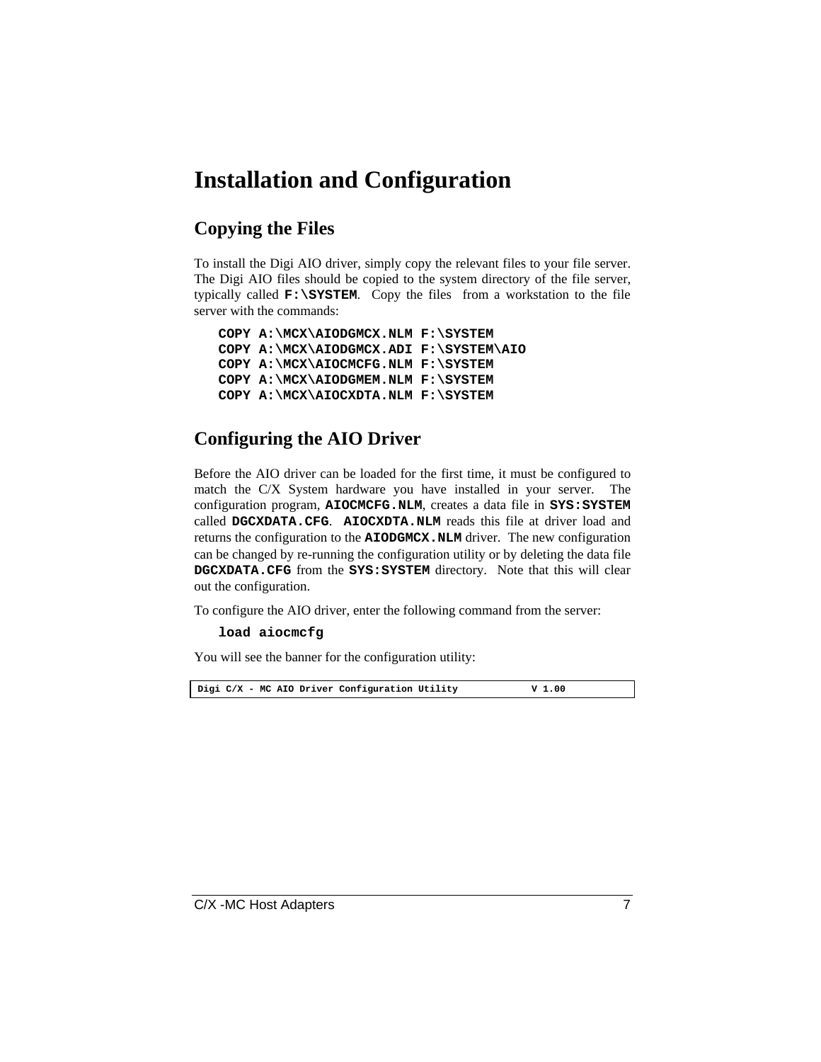# Installation and Configuration

## Copying the Files

To install the Digi AIO driver, simply copy the relevant files to your file server. The Digi AIO files should be copied to the system directory of the file server, typically called **F:\SYSTEM**. Copy the files from a workstation to the file server with the commands:

```
COPY A:\MCX\AIODGMCX.NLM F:\SYSTEM
COPY A:\MCX\AIODGMCX.ADI F:\SYSTEM\AIO
COPY A:\MCX\AIOCMCFG.NLM F:\SYSTEM
COPY A:\MCX\AIODGMEM.NLM F:\SYSTEM
COPY A:\MCX\AIOCXDTA.NLM F:\SYSTEM
```

## Configuring the AIO Driver

Before the AIO driver can be loaded for the first time, it must be configured to match the C/X System hardware you have installed in your server. The configuration program, **AIOCMCFG.NLM**, creates a data file in **SYS:SYSTEM** called **DGCXDATA.CFG**. **AIOCXDTA.NLM** reads this file at driver load and returns the configuration to the **AIODGMCX.NLM** driver. The new configuration can be changed by re-running the configuration utility or by deleting the data file **DGCXDATA.CFG** from the **SYS:SYSTEM** directory. Note that this will clear out the configuration.

To configure the AIO driver, enter the following command from the server:

```
load aiocmcfg
```

You will see the banner for the configuration utility:

```
Digi C/X - MC AIO Driver Configuration Utility            V 1.00
```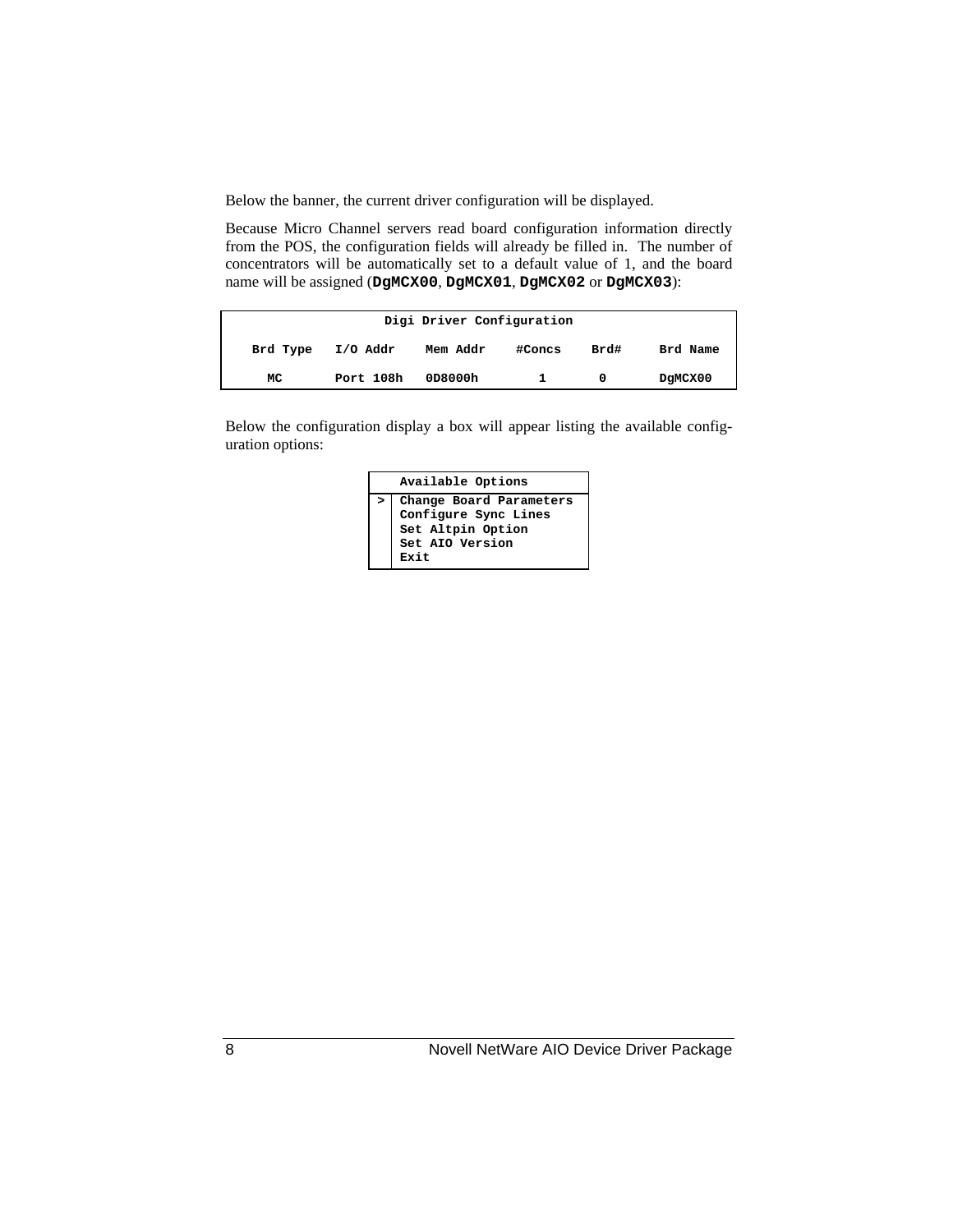Below the banner, the current driver configuration will be displayed.

Because Micro Channel servers read board configuration information directly from the POS, the configuration fields will already be filled in. The number of concentrators will be automatically set to a default value of 1, and the board name will be assigned (**`DgMCX00`**, **`DgMCX01`**, **`DgMCX02`** or **`DgMCX03`**):

| Digi Driver Configuration | | | | | |
|---|---|---|---|---|---|
| **Brd Type** | **I/O Addr** | **Mem Addr** | **#Concs** | **Brd#** | **Brd Name** |
| MC | Port 108h | 0D8000h | 1 | 0 | DgMCX00 |

Below the configuration display a box will appear listing the available configuration options:

```
    Available Options
 >  Change Board Parameters
    Configure Sync Lines
    Set Altpin Option
    Set AIO Version
    Exit
```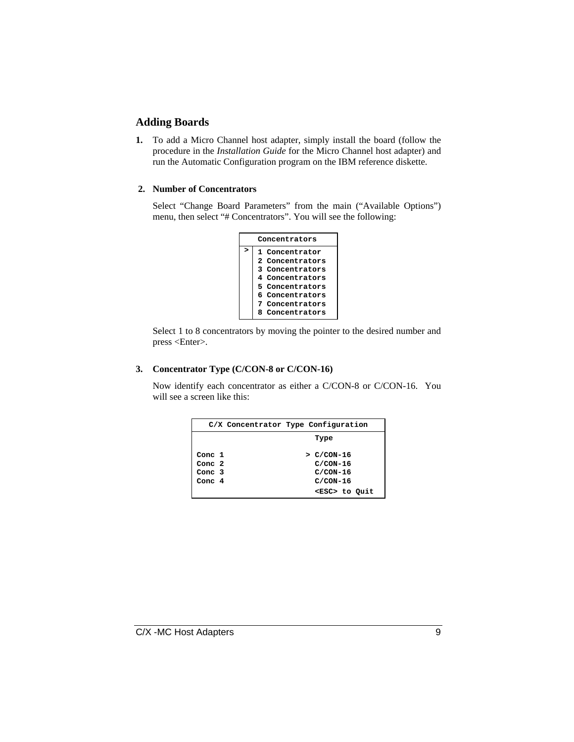## Adding Boards

**1.** To add a Micro Channel host adapter, simply install the board (follow the procedure in the *Installation Guide* for the Micro Channel host adapter) and run the Automatic Configuration program on the IBM reference diskette.

**2. Number of Concentrators**

Select "Change Board Parameters" from the main ("Available Options") menu, then select "# Concentrators". You will see the following:

```
   Concentrators
> 1 Concentrator
  2 Concentrators
  3 Concentrators
  4 Concentrators
  5 Concentrators
  6 Concentrators
  7 Concentrators
  8 Concentrators
```

Select 1 to 8 concentrators by moving the pointer to the desired number and press <Enter>.

**3. Concentrator Type (C/CON-8 or C/CON-16)**

Now identify each concentrator as either a C/CON-8 or C/CON-16. You will see a screen like this:

```
  C/X Concentrator Type Configuration
                        Type

Conc 1                > C/CON-16
Conc 2                  C/CON-16
Conc 3                  C/CON-16
Conc 4                  C/CON-16
                        <ESC> to Quit
```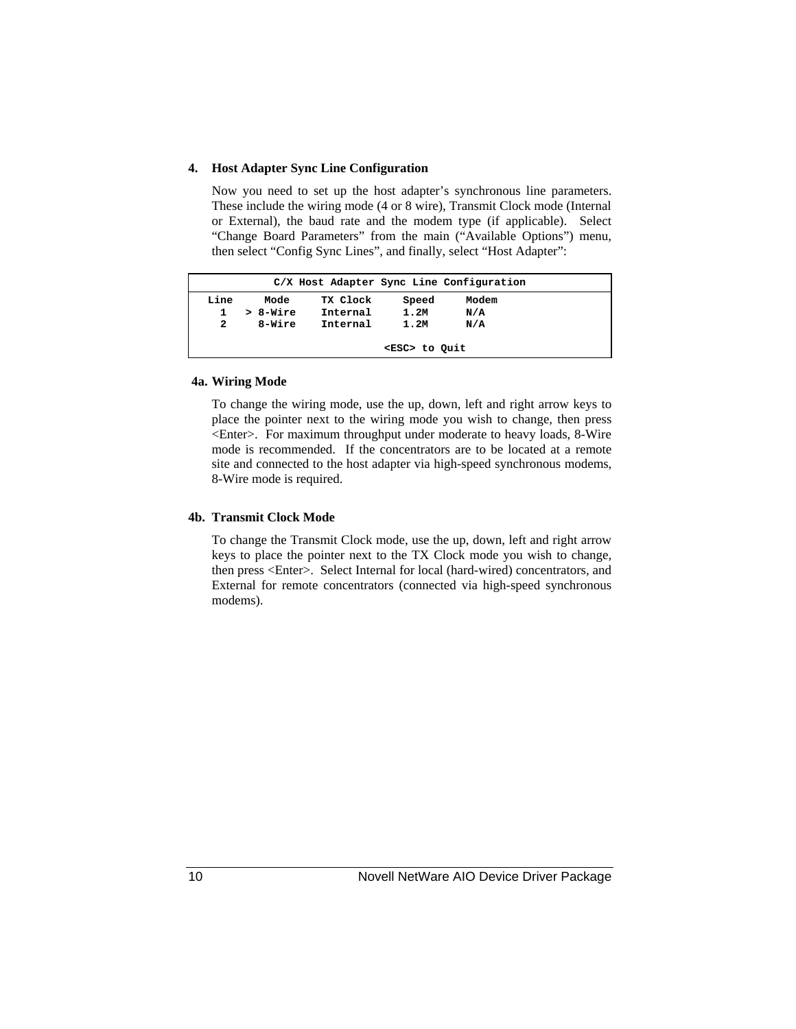## 4. Host Adapter Sync Line Configuration

Now you need to set up the host adapter's synchronous line parameters. These include the wiring mode (4 or 8 wire), Transmit Clock mode (Internal or External), the baud rate and the modem type (if applicable). Select "Change Board Parameters" from the main ("Available Options") menu, then select "Config Sync Lines", and finally, select "Host Adapter":

```
              C/X Host Adapter Sync Line Configuration
  Line     Mode     TX Clock     Speed     Modem
    1    > 8-Wire    Internal     1.2M      N/A
    2      8-Wire    Internal     1.2M      N/A

                          <ESC> to Quit
```

### 4a. Wiring Mode

To change the wiring mode, use the up, down, left and right arrow keys to place the pointer next to the wiring mode you wish to change, then press <Enter>. For maximum throughput under moderate to heavy loads, 8-Wire mode is recommended. If the concentrators are to be located at a remote site and connected to the host adapter via high-speed synchronous modems, 8-Wire mode is required.

### 4b. Transmit Clock Mode

To change the Transmit Clock mode, use the up, down, left and right arrow keys to place the pointer next to the TX Clock mode you wish to change, then press <Enter>. Select Internal for local (hard-wired) concentrators, and External for remote concentrators (connected via high-speed synchronous modems).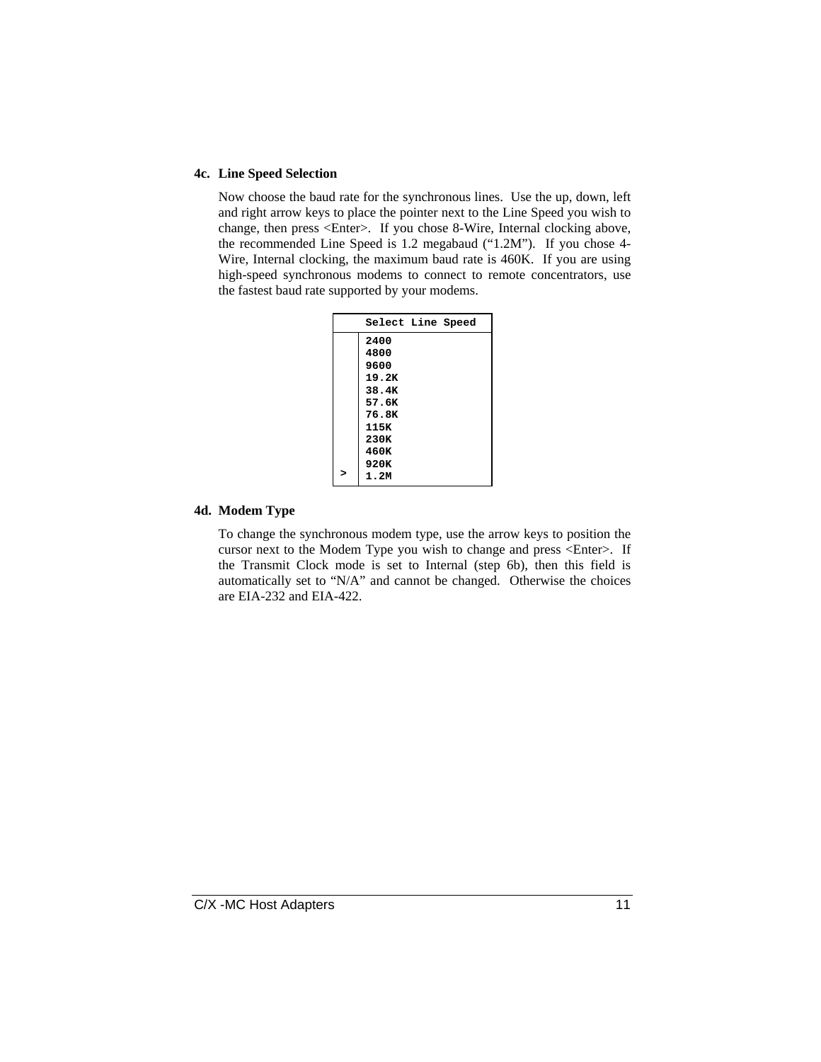### 4c. Line Speed Selection

Now choose the baud rate for the synchronous lines. Use the up, down, left and right arrow keys to place the pointer next to the Line Speed you wish to change, then press <Enter>. If you chose 8-Wire, Internal clocking above, the recommended Line Speed is 1.2 megabaud (“1.2M”). If you chose 4-Wire, Internal clocking, the maximum baud rate is 460K. If you are using high-speed synchronous modems to connect to remote concentrators, use the fastest baud rate supported by your modems.

```
  Select Line Speed
  2400
  4800
  9600
  19.2K
  38.4K
  57.6K
  76.8K
  115K
  230K
  460K
  920K
> 1.2M
```

### 4d. Modem Type

To change the synchronous modem type, use the arrow keys to position the cursor next to the Modem Type you wish to change and press <Enter>. If the Transmit Clock mode is set to Internal (step 6b), then this field is automatically set to “N/A” and cannot be changed. Otherwise the choices are EIA-232 and EIA-422.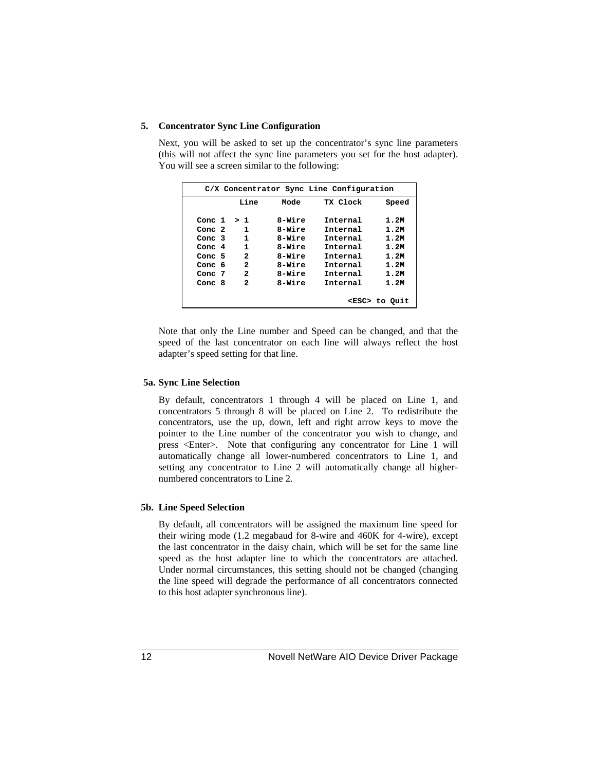## 5. Concentrator Sync Line Configuration

Next, you will be asked to set up the concentrator's sync line parameters (this will not affect the sync line parameters you set for the host adapter). You will see a screen similar to the following:

```
        C/X Concentrator Sync Line Configuration
          Line      Mode      TX Clock      Speed

  Conc 1  > 1      8-Wire    Internal      1.2M
  Conc 2    1      8-Wire    Internal      1.2M
  Conc 3    1      8-Wire    Internal      1.2M
  Conc 4    1      8-Wire    Internal      1.2M
  Conc 5    2      8-Wire    Internal      1.2M
  Conc 6    2      8-Wire    Internal      1.2M
  Conc 7    2      8-Wire    Internal      1.2M
  Conc 8    2      8-Wire    Internal      1.2M

                                       <ESC> to Quit
```

Note that only the Line number and Speed can be changed, and that the speed of the last concentrator on each line will always reflect the host adapter's speed setting for that line.

### 5a. Sync Line Selection

By default, concentrators 1 through 4 will be placed on Line 1, and concentrators 5 through 8 will be placed on Line 2. To redistribute the concentrators, use the up, down, left and right arrow keys to move the pointer to the Line number of the concentrator you wish to change, and press <Enter>. Note that configuring any concentrator for Line 1 will automatically change all lower-numbered concentrators to Line 1, and setting any concentrator to Line 2 will automatically change all higher-numbered concentrators to Line 2.

### 5b. Line Speed Selection

By default, all concentrators will be assigned the maximum line speed for their wiring mode (1.2 megabaud for 8-wire and 460K for 4-wire), except the last concentrator in the daisy chain, which will be set for the same line speed as the host adapter line to which the concentrators are attached. Under normal circumstances, this setting should not be changed (changing the line speed will degrade the performance of all concentrators connected to this host adapter synchronous line).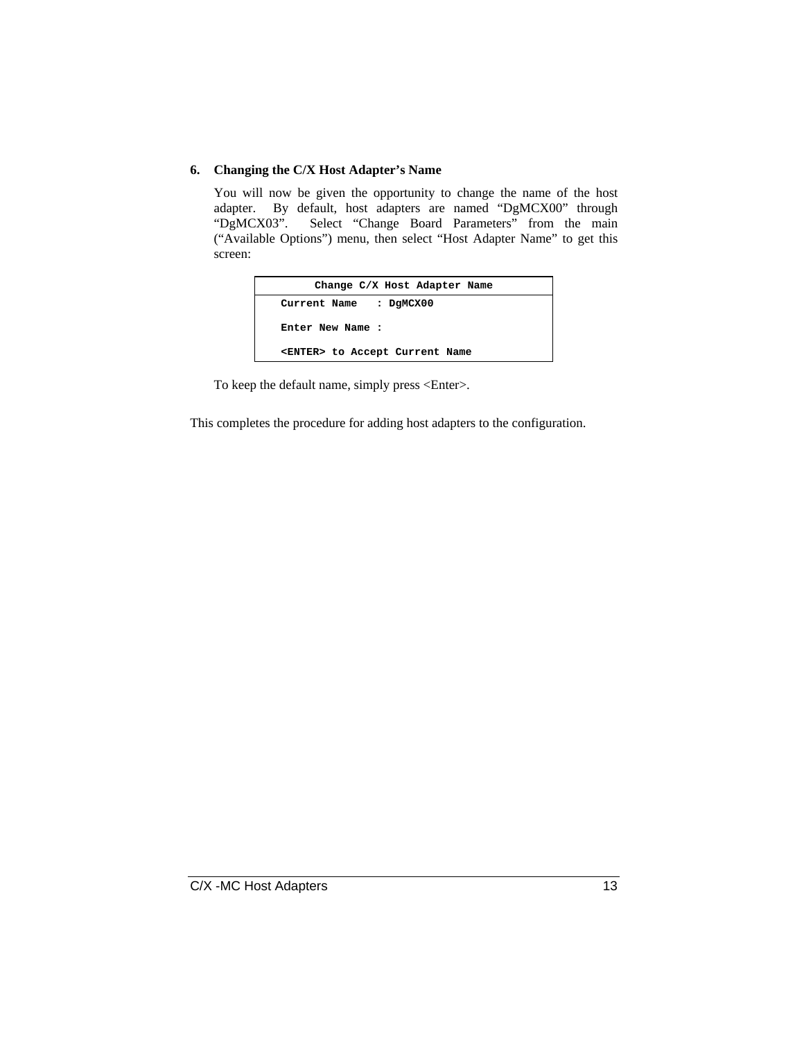### 6. Changing the C/X Host Adapter's Name

You will now be given the opportunity to change the name of the host adapter. By default, host adapters are named "DgMCX00" through "DgMCX03". Select "Change Board Parameters" from the main ("Available Options") menu, then select "Host Adapter Name" to get this screen:

```
        Change C/X Host Adapter Name
   Current Name   : DgMCX00

   Enter New Name :

   <ENTER> to Accept Current Name
```

To keep the default name, simply press <Enter>.

This completes the procedure for adding host adapters to the configuration.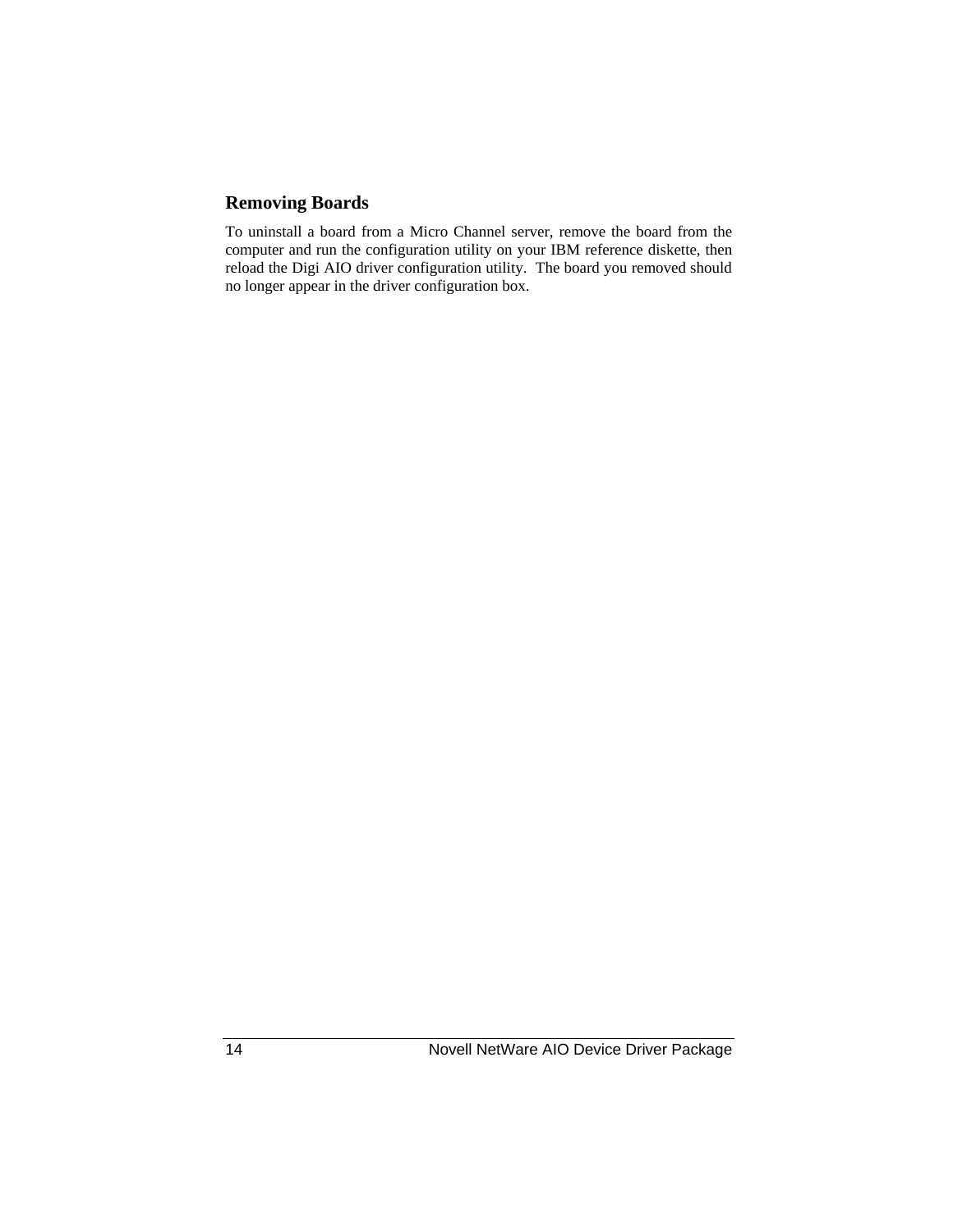## Removing Boards

To uninstall a board from a Micro Channel server, remove the board from the computer and run the configuration utility on your IBM reference diskette, then reload the Digi AIO driver configuration utility.  The board you removed should no longer appear in the driver configuration box.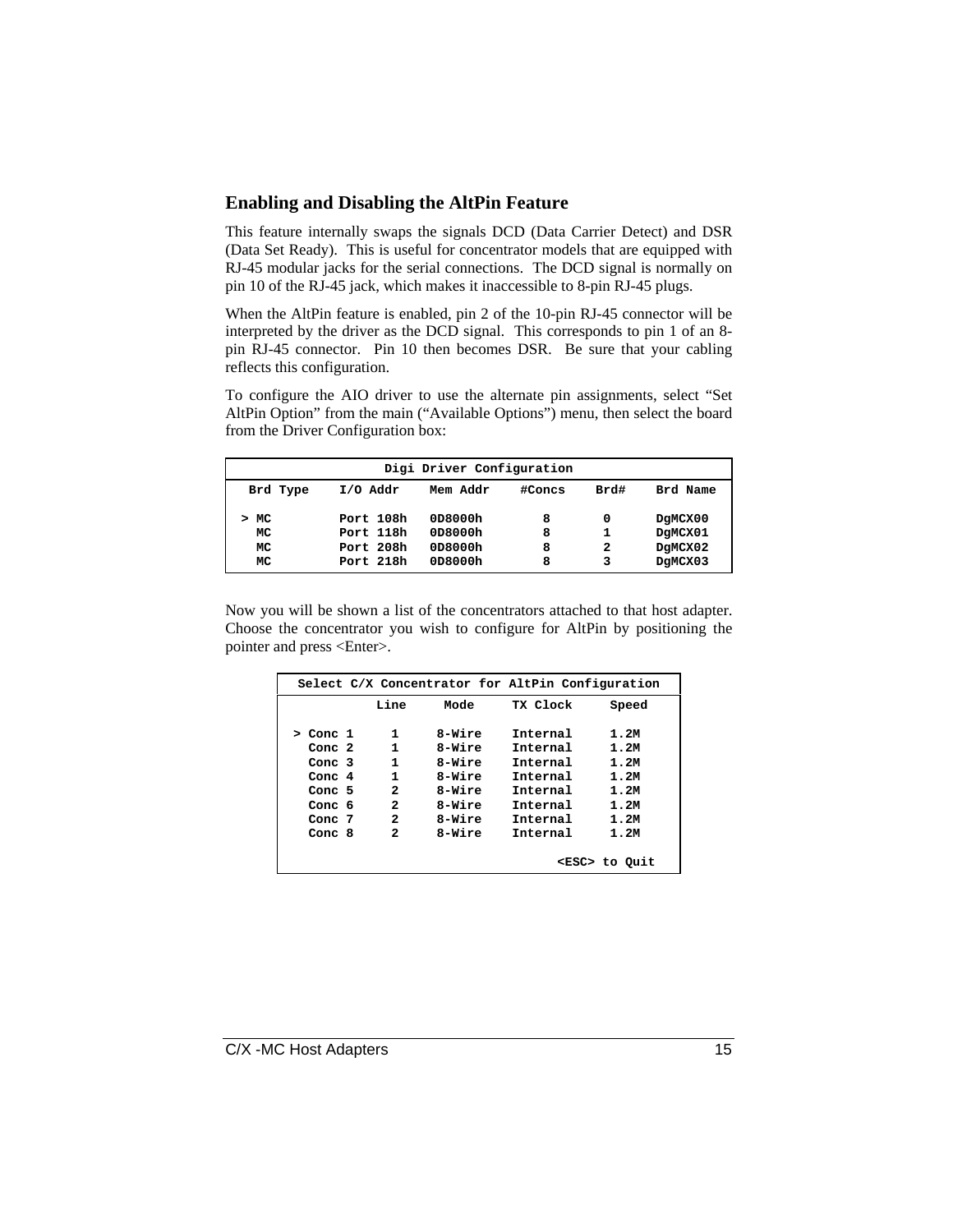## Enabling and Disabling the AltPin Feature

This feature internally swaps the signals DCD (Data Carrier Detect) and DSR (Data Set Ready). This is useful for concentrator models that are equipped with RJ-45 modular jacks for the serial connections. The DCD signal is normally on pin 10 of the RJ-45 jack, which makes it inaccessible to 8-pin RJ-45 plugs.

When the AltPin feature is enabled, pin 2 of the 10-pin RJ-45 connector will be interpreted by the driver as the DCD signal. This corresponds to pin 1 of an 8-pin RJ-45 connector. Pin 10 then becomes DSR. Be sure that your cabling reflects this configuration.

To configure the AIO driver to use the alternate pin assignments, select "Set AltPin Option" from the main ("Available Options") menu, then select the board from the Driver Configuration box:

```
                     Digi Driver Configuration
 Brd Type    I/O Addr    Mem Addr    #Concs    Brd#    Brd Name

> MC         Port 108h   0D8000h       8        0      DgMCX00
  MC         Port 118h   0D8000h       8        1      DgMCX01
  MC         Port 208h   0D8000h       8        2      DgMCX02
  MC         Port 218h   0D8000h       8        3      DgMCX03
```

Now you will be shown a list of the concentrators attached to that host adapter. Choose the concentrator you wish to configure for AltPin by positioning the pointer and press <Enter>.

```
 Select C/X Concentrator for AltPin Configuration
            Line     Mode     TX Clock     Speed

 > Conc 1     1     8-Wire    Internal     1.2M
   Conc 2     1     8-Wire    Internal     1.2M
   Conc 3     1     8-Wire    Internal     1.2M
   Conc 4     1     8-Wire    Internal     1.2M
   Conc 5     2     8-Wire    Internal     1.2M
   Conc 6     2     8-Wire    Internal     1.2M
   Conc 7     2     8-Wire    Internal     1.2M
   Conc 8     2     8-Wire    Internal     1.2M

                                      <ESC> to Quit
```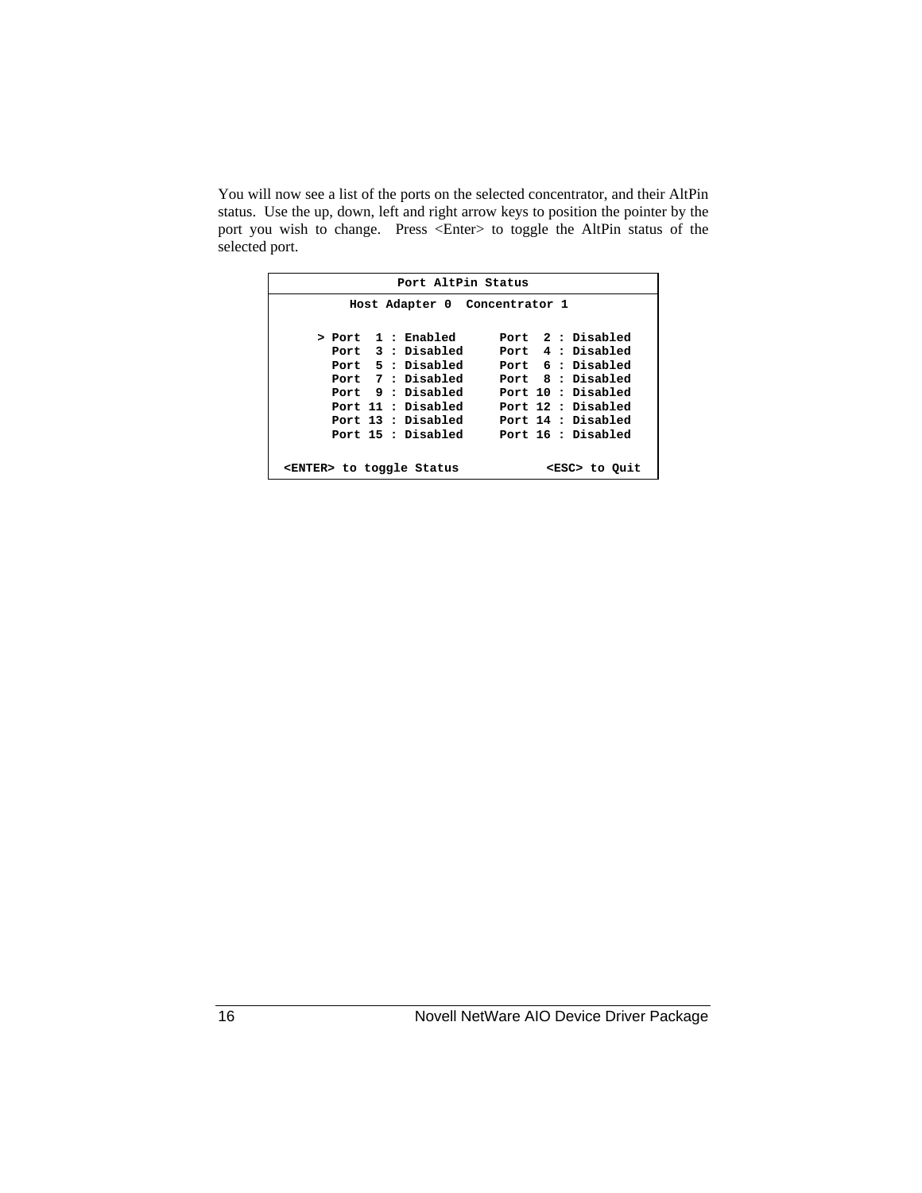You will now see a list of the ports on the selected concentrator, and their AltPin status. Use the up, down, left and right arrow keys to position the pointer by the port you wish to change. Press <Enter> to toggle the AltPin status of the selected port.

```
                 Port AltPin Status
          Host Adapter 0  Concentrator 1

     > Port  1 : Enabled      Port  2 : Disabled
       Port  3 : Disabled     Port  4 : Disabled
       Port  5 : Disabled     Port  6 : Disabled
       Port  7 : Disabled     Port  8 : Disabled
       Port  9 : Disabled     Port 10 : Disabled
       Port 11 : Disabled     Port 12 : Disabled
       Port 13 : Disabled     Port 14 : Disabled
       Port 15 : Disabled     Port 16 : Disabled

 <ENTER> to toggle Status            <ESC> to Quit
```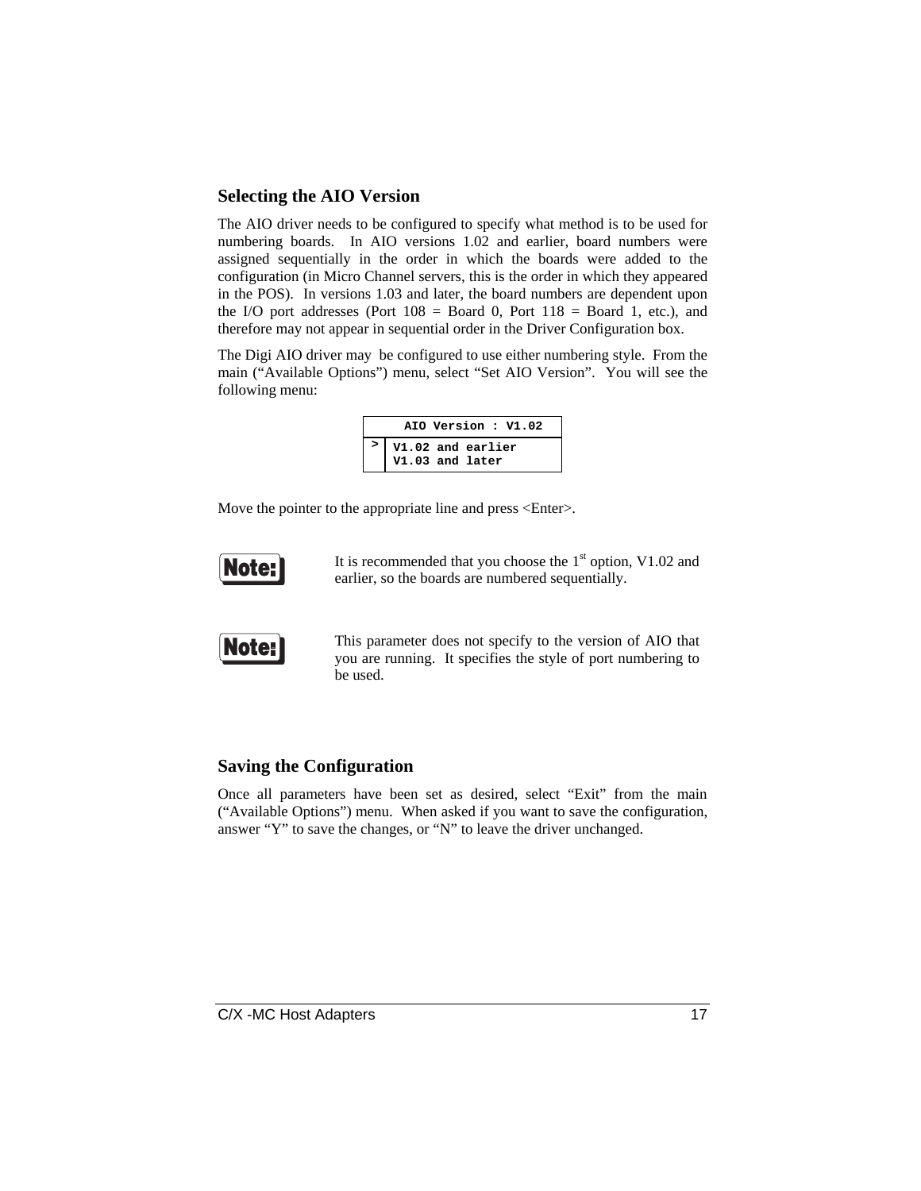## Selecting the AIO Version

The AIO driver needs to be configured to specify what method is to be used for numbering boards. In AIO versions 1.02 and earlier, board numbers were assigned sequentially in the order in which the boards were added to the configuration (in Micro Channel servers, this is the order in which they appeared in the POS). In versions 1.03 and later, the board numbers are dependent upon the I/O port addresses (Port 108 = Board 0, Port 118 = Board 1, etc.), and therefore may not appear in sequential order in the Driver Configuration box.

The Digi AIO driver may be configured to use either numbering style. From the main ("Available Options") menu, select "Set AIO Version". You will see the following menu:

```
      AIO Version : V1.02
> V1.02 and earlier
  V1.03 and later
```

Move the pointer to the appropriate line and press <Enter>.

**Note:** It is recommended that you choose the 1st option, V1.02 and earlier, so the boards are numbered sequentially.

**Note:** This parameter does not specify to the version of AIO that you are running. It specifies the style of port numbering to be used.

## Saving the Configuration

Once all parameters have been set as desired, select "Exit" from the main ("Available Options") menu. When asked if you want to save the configuration, answer "Y" to save the changes, or "N" to leave the driver unchanged.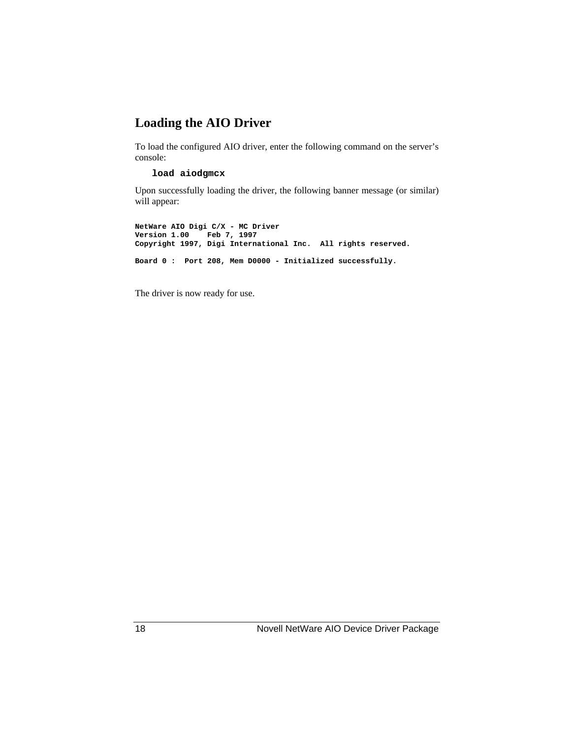## Loading the AIO Driver

To load the configured AIO driver, enter the following command on the server's console:

```
load aiodgmcx
```

Upon successfully loading the driver, the following banner message (or similar) will appear:

```
NetWare AIO Digi C/X - MC Driver
Version 1.00    Feb 7, 1997
Copyright 1997, Digi International Inc.  All rights reserved.

Board 0 :  Port 208, Mem D0000 - Initialized successfully.
```

The driver is now ready for use.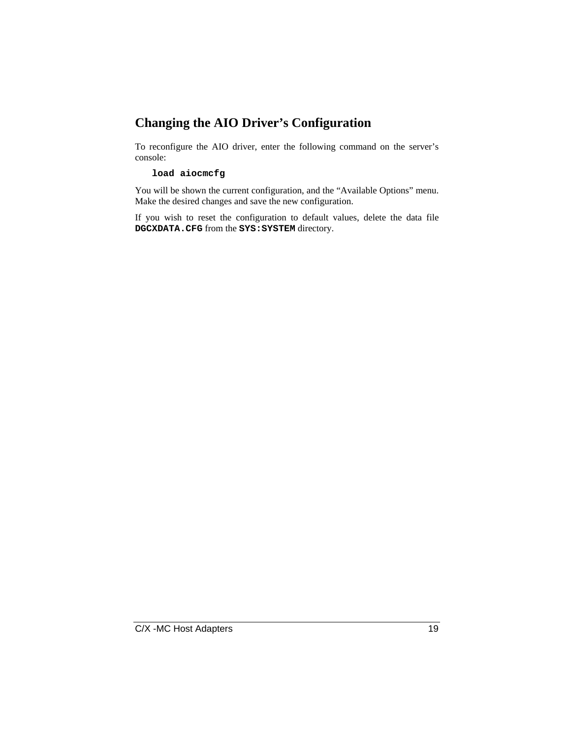## Changing the AIO Driver's Configuration

To reconfigure the AIO driver, enter the following command on the server's console:

```
load aiocmcfg
```

You will be shown the current configuration, and the "Available Options" menu. Make the desired changes and save the new configuration.

If you wish to reset the configuration to default values, delete the data file **`DGCXDATA.CFG`** from the **`SYS:SYSTEM`** directory.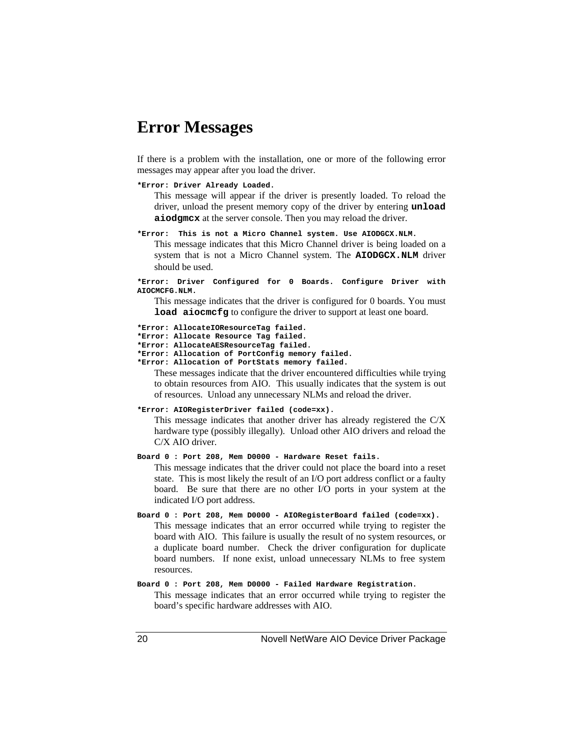# Error Messages

If there is a problem with the installation, one or more of the following error messages may appear after you load the driver.

**`*Error: Driver Already Loaded.`**

This message will appear if the driver is presently loaded. To reload the driver, unload the present memory copy of the driver by entering **`unload aiodgmcx`** at the server console. Then you may reload the driver.

**`*Error:  This is not a Micro Channel system. Use AIODGCX.NLM.`**

This message indicates that this Micro Channel driver is being loaded on a system that is not a Micro Channel system. The **`AIODGCX.NLM`** driver should be used.

**`*Error: Driver Configured for 0 Boards. Configure Driver with AIOCMCFG.NLM.`**

This message indicates that the driver is configured for 0 boards. You must **`load aiocmcfg`** to configure the driver to support at least one board.

**`*Error: AllocateIOResourceTag failed.`**
**`*Error: Allocate Resource Tag failed.`**
**`*Error: AllocateAESResourceTag failed.`**
**`*Error: Allocation of PortConfig memory failed.`**
**`*Error: Allocation of PortStats memory failed.`**

These messages indicate that the driver encountered difficulties while trying to obtain resources from AIO.  This usually indicates that the system is out of resources.  Unload any unnecessary NLMs and reload the driver.

**`*Error: AIORegisterDriver failed (code=xx).`**

This message indicates that another driver has already registered the C/X hardware type (possibly illegally).  Unload other AIO drivers and reload the C/X AIO driver.

**`Board 0 : Port 208, Mem D0000 - Hardware Reset fails.`**

This message indicates that the driver could not place the board into a reset state.  This is most likely the result of an I/O port address conflict or a faulty board.  Be sure that there are no other I/O ports in your system at the indicated I/O port address.

**`Board 0 : Port 208, Mem D0000 - AIORegisterBoard failed (code=xx).`**

This message indicates that an error occurred while trying to register the board with AIO.  This failure is usually the result of no system resources, or a duplicate board number.  Check the driver configuration for duplicate board numbers.  If none exist, unload unnecessary NLMs to free system resources.

**`Board 0 : Port 208, Mem D0000 - Failed Hardware Registration.`**

This message indicates that an error occurred while trying to register the board's specific hardware addresses with AIO.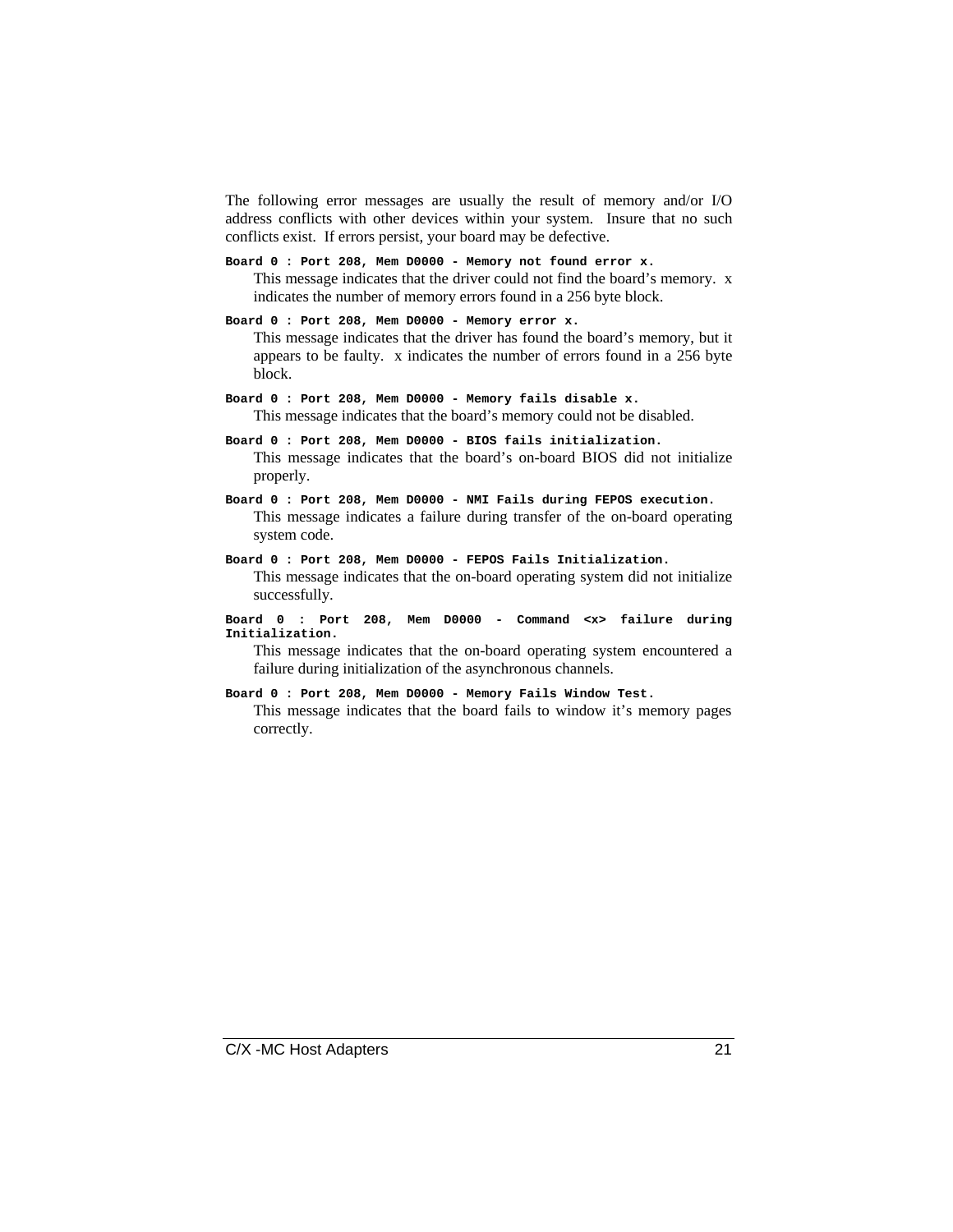The following error messages are usually the result of memory and/or I/O address conflicts with other devices within your system. Insure that no such conflicts exist. If errors persist, your board may be defective.

**`Board 0 : Port 208, Mem D0000 - Memory not found error x.`**

This message indicates that the driver could not find the board's memory. x indicates the number of memory errors found in a 256 byte block.

**`Board 0 : Port 208, Mem D0000 - Memory error x.`**

This message indicates that the driver has found the board's memory, but it appears to be faulty. x indicates the number of errors found in a 256 byte block.

**`Board 0 : Port 208, Mem D0000 - Memory fails disable x.`**

This message indicates that the board's memory could not be disabled.

**`Board 0 : Port 208, Mem D0000 - BIOS fails initialization.`**

This message indicates that the board's on-board BIOS did not initialize properly.

**`Board 0 : Port 208, Mem D0000 - NMI Fails during FEPOS execution.`**

This message indicates a failure during transfer of the on-board operating system code.

**`Board 0 : Port 208, Mem D0000 - FEPOS Fails Initialization.`**

This message indicates that the on-board operating system did not initialize successfully.

**`Board 0 : Port 208, Mem D0000 - Command <x> failure during Initialization.`**

This message indicates that the on-board operating system encountered a failure during initialization of the asynchronous channels.

**`Board 0 : Port 208, Mem D0000 - Memory Fails Window Test.`**

This message indicates that the board fails to window it's memory pages correctly.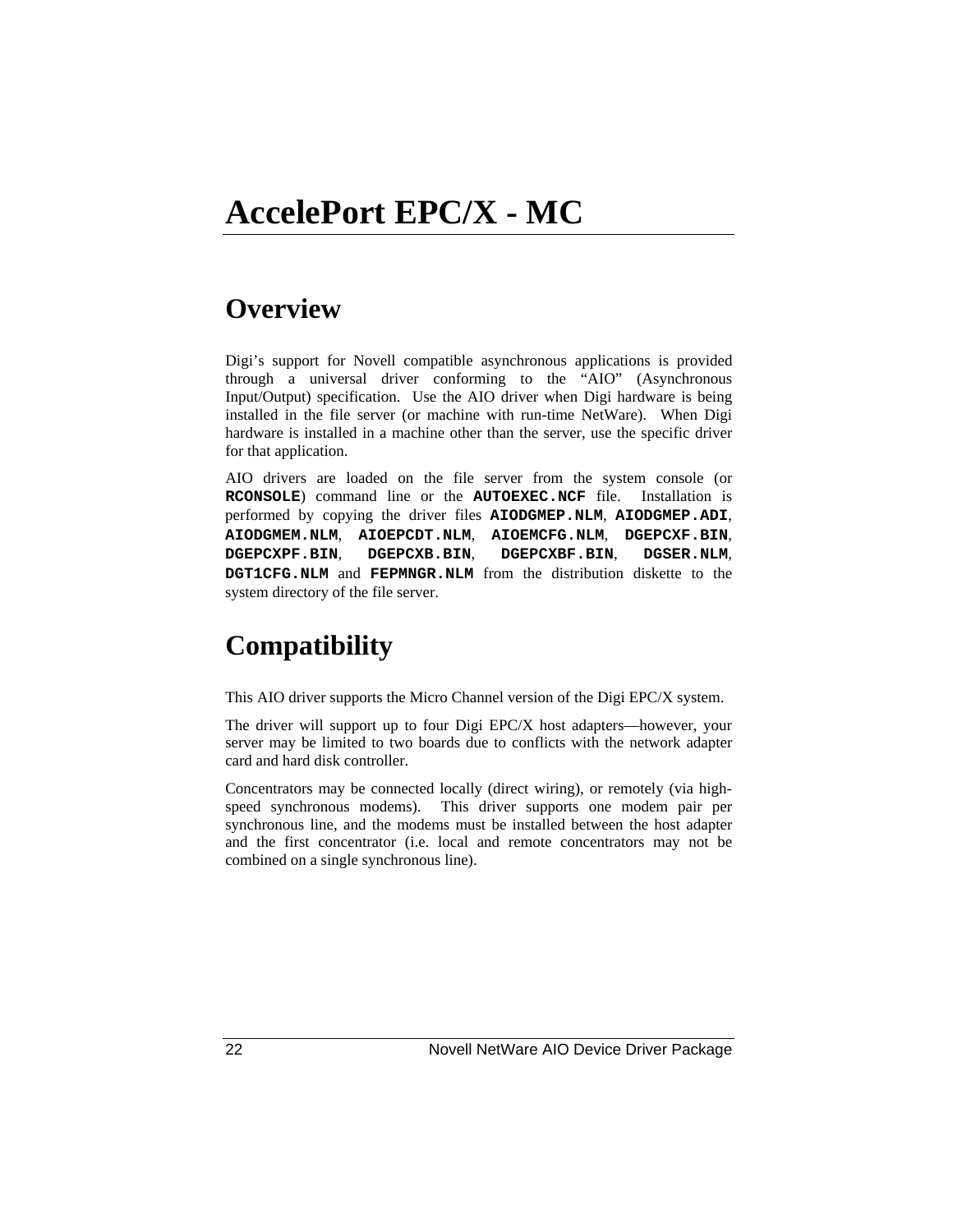# AccelePort EPC/X - MC

## Overview

Digi's support for Novell compatible asynchronous applications is provided through a universal driver conforming to the "AIO" (Asynchronous Input/Output) specification. Use the AIO driver when Digi hardware is being installed in the file server (or machine with run-time NetWare). When Digi hardware is installed in a machine other than the server, use the specific driver for that application.

AIO drivers are loaded on the file server from the system console (or **RCONSOLE**) command line or the **AUTOEXEC.NCF** file. Installation is performed by copying the driver files **AIODGMEP.NLM**, **AIODGMEP.ADI**, **AIODGMEM.NLM**, **AIOEPCDT.NLM**, **AIOEMCFG.NLM**, **DGEPCXF.BIN**, **DGEPCXPF.BIN**, **DGEPCXB.BIN**, **DGEPCXBF.BIN**, **DGSER.NLM**, **DGT1CFG.NLM** and **FEPMNGR.NLM** from the distribution diskette to the system directory of the file server.

## Compatibility

This AIO driver supports the Micro Channel version of the Digi EPC/X system.

The driver will support up to four Digi EPC/X host adapters—however, your server may be limited to two boards due to conflicts with the network adapter card and hard disk controller.

Concentrators may be connected locally (direct wiring), or remotely (via high-speed synchronous modems). This driver supports one modem pair per synchronous line, and the modems must be installed between the host adapter and the first concentrator (i.e. local and remote concentrators may not be combined on a single synchronous line).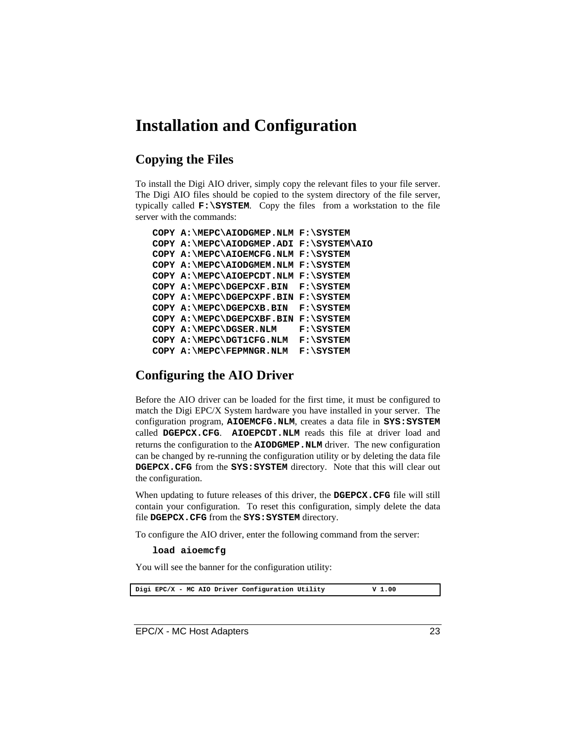# Installation and Configuration

## Copying the Files

To install the Digi AIO driver, simply copy the relevant files to your file server. The Digi AIO files should be copied to the system directory of the file server, typically called **F:\SYSTEM**. Copy the files from a workstation to the file server with the commands:

```
COPY A:\MEPC\AIODGMEP.NLM F:\SYSTEM
COPY A:\MEPC\AIODGMEP.ADI F:\SYSTEM\AIO
COPY A:\MEPC\AIOEMCFG.NLM F:\SYSTEM
COPY A:\MEPC\AIODGMEM.NLM F:\SYSTEM
COPY A:\MEPC\AIOEPCDT.NLM F:\SYSTEM
COPY A:\MEPC\DGEPCXF.BIN  F:\SYSTEM
COPY A:\MEPC\DGEPCXPF.BIN F:\SYSTEM
COPY A:\MEPC\DGEPCXB.BIN  F:\SYSTEM
COPY A:\MEPC\DGEPCXBF.BIN F:\SYSTEM
COPY A:\MEPC\DGSER.NLM    F:\SYSTEM
COPY A:\MEPC\DGT1CFG.NLM  F:\SYSTEM
COPY A:\MEPC\FEPMNGR.NLM  F:\SYSTEM
```

## Configuring the AIO Driver

Before the AIO driver can be loaded for the first time, it must be configured to match the Digi EPC/X System hardware you have installed in your server. The configuration program, **AIOEMCFG.NLM**, creates a data file in **SYS:SYSTEM** called **DGEPCX.CFG**. **AIOEPCDT.NLM** reads this file at driver load and returns the configuration to the **AIODGMEP.NLM** driver. The new configuration can be changed by re-running the configuration utility or by deleting the data file **DGEPCX.CFG** from the **SYS:SYSTEM** directory. Note that this will clear out the configuration.

When updating to future releases of this driver, the **DGEPCX.CFG** file will still contain your configuration. To reset this configuration, simply delete the data file **DGEPCX.CFG** from the **SYS:SYSTEM** directory.

To configure the AIO driver, enter the following command from the server:

```
load aioemcfg
```

You will see the banner for the configuration utility:

```
Digi EPC/X - MC AIO Driver Configuration Utility          V 1.00
```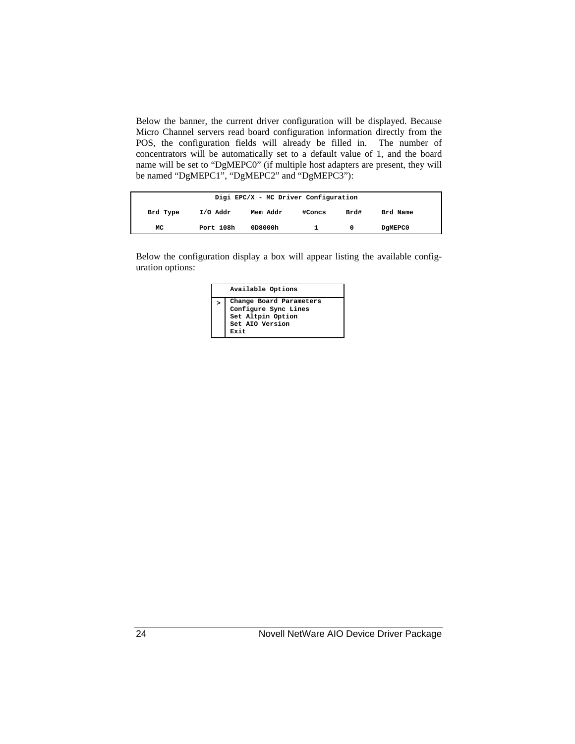Below the banner, the current driver configuration will be displayed. Because Micro Channel servers read board configuration information directly from the POS, the configuration fields will already be filled in. The number of concentrators will be automatically set to a default value of 1, and the board name will be set to "DgMEPC0" (if multiple host adapters are present, they will be named "DgMEPC1", "DgMEPC2" and "DgMEPC3"):

```
                    Digi EPC/X - MC Driver Configuration

  Brd Type     I/O Addr     Mem Addr     #Concs     Brd#     Brd Name

     MC        Port 108h    0D8000h        1          0      DgMEPC0
```

Below the configuration display a box will appear listing the available configuration options:

```
     Available Options
 >   Change Board Parameters
     Configure Sync Lines
     Set Altpin Option
     Set AIO Version
     Exit
```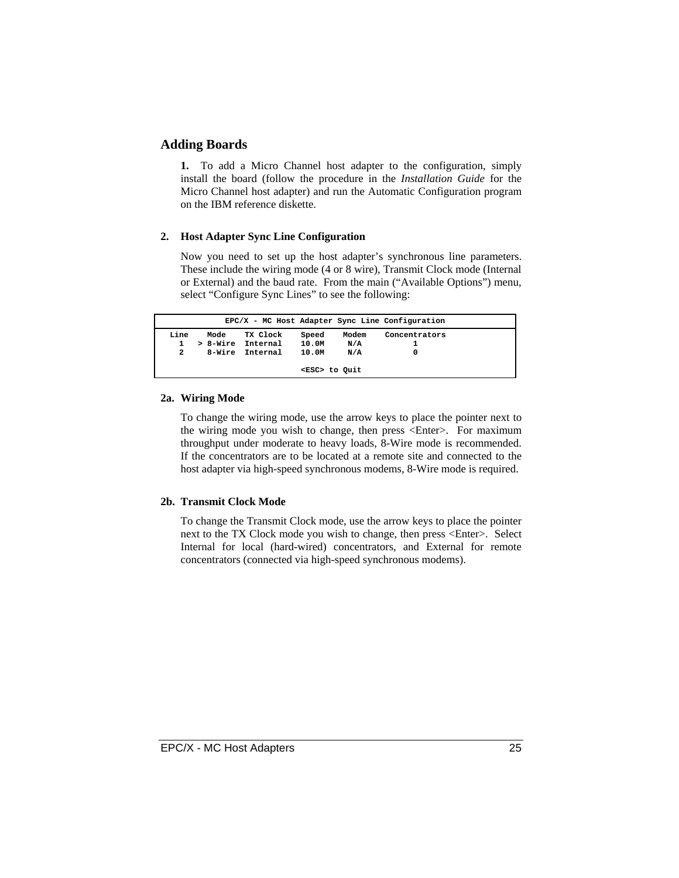## Adding Boards

**1.** To add a Micro Channel host adapter to the configuration, simply install the board (follow the procedure in the *Installation Guide* for the Micro Channel host adapter) and run the Automatic Configuration program on the IBM reference diskette.

### 2. Host Adapter Sync Line Configuration

Now you need to set up the host adapter's synchronous line parameters. These include the wiring mode (4 or 8 wire), Transmit Clock mode (Internal or External) and the baud rate. From the main ("Available Options") menu, select "Configure Sync Lines" to see the following:

```
            EPC/X - MC Host Adapter Sync Line Configuration

 Line    Mode    TX Clock    Speed    Modem    Concentrators
   1   > 8-Wire  Internal    10.0M     N/A           1
   2     8-Wire  Internal    10.0M     N/A           0

                             <ESC> to Quit
```

### 2a. Wiring Mode

To change the wiring mode, use the arrow keys to place the pointer next to the wiring mode you wish to change, then press <Enter>. For maximum throughput under moderate to heavy loads, 8-Wire mode is recommended. If the concentrators are to be located at a remote site and connected to the host adapter via high-speed synchronous modems, 8-Wire mode is required.

### 2b. Transmit Clock Mode

To change the Transmit Clock mode, use the arrow keys to place the pointer next to the TX Clock mode you wish to change, then press <Enter>. Select Internal for local (hard-wired) concentrators, and External for remote concentrators (connected via high-speed synchronous modems).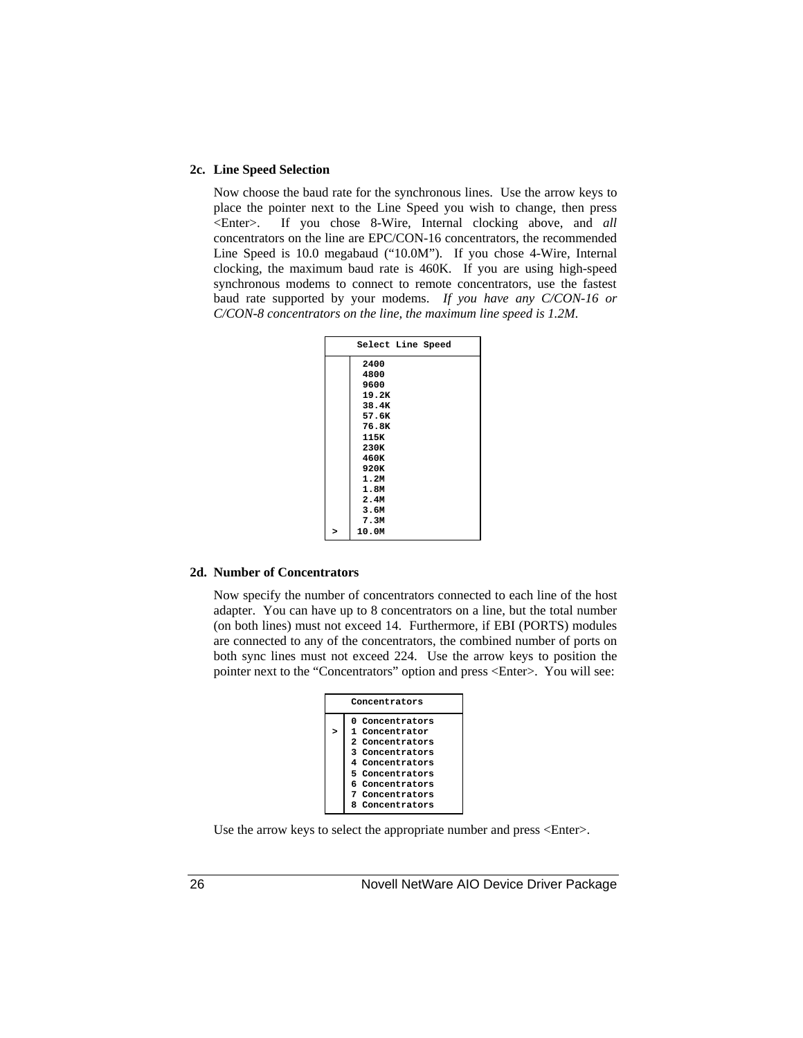### 2c. Line Speed Selection

Now choose the baud rate for the synchronous lines. Use the arrow keys to place the pointer next to the Line Speed you wish to change, then press <Enter>. If you chose 8-Wire, Internal clocking above, and *all* concentrators on the line are EPC/CON-16 concentrators, the recommended Line Speed is 10.0 megabaud (“10.0M”). If you chose 4-Wire, Internal clocking, the maximum baud rate is 460K. If you are using high-speed synchronous modems to connect to remote concentrators, use the fastest baud rate supported by your modems. *If you have any C/CON-16 or C/CON-8 concentrators on the line, the maximum line speed is 1.2M.*

```
     Select Line Speed

      2400
      4800
      9600
      19.2K
      38.4K
      57.6K
      76.8K
      115K
      230K
      460K
      920K
      1.2M
      1.8M
      2.4M
      3.6M
      7.3M
>    10.0M
```

### 2d. Number of Concentrators

Now specify the number of concentrators connected to each line of the host adapter. You can have up to 8 concentrators on a line, but the total number (on both lines) must not exceed 14. Furthermore, if EBI (PORTS) modules are connected to any of the concentrators, the combined number of ports on both sync lines must not exceed 224. Use the arrow keys to position the pointer next to the “Concentrators” option and press <Enter>. You will see:

```
     Concentrators

    0 Concentrators
>   1 Concentrator
    2 Concentrators
    3 Concentrators
    4 Concentrators
    5 Concentrators
    6 Concentrators
    7 Concentrators
    8 Concentrators
```

Use the arrow keys to select the appropriate number and press <Enter>.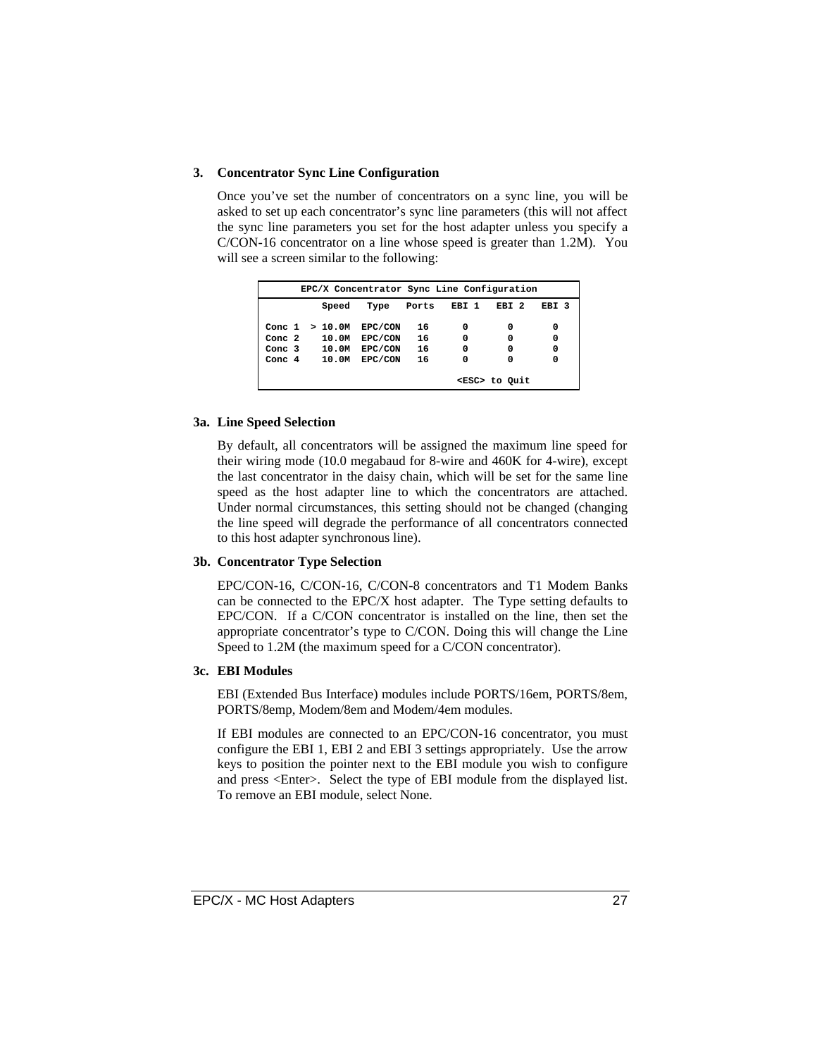### 3. Concentrator Sync Line Configuration

Once you've set the number of concentrators on a sync line, you will be asked to set up each concentrator's sync line parameters (this will not affect the sync line parameters you set for the host adapter unless you specify a C/CON-16 concentrator on a line whose speed is greater than 1.2M). You will see a screen similar to the following:

```
        EPC/X Concentrator Sync Line Configuration

            Speed   Type   Ports   EBI 1   EBI 2   EBI 3

Conc 1  > 10.0M  EPC/CON   16      0       0       0
Conc 2    10.0M  EPC/CON   16      0       0       0
Conc 3    10.0M  EPC/CON   16      0       0       0
Conc 4    10.0M  EPC/CON   16      0       0       0

                                    <ESC> to Quit
```

### 3a. Line Speed Selection

By default, all concentrators will be assigned the maximum line speed for their wiring mode (10.0 megabaud for 8-wire and 460K for 4-wire), except the last concentrator in the daisy chain, which will be set for the same line speed as the host adapter line to which the concentrators are attached. Under normal circumstances, this setting should not be changed (changing the line speed will degrade the performance of all concentrators connected to this host adapter synchronous line).

### 3b. Concentrator Type Selection

EPC/CON-16, C/CON-16, C/CON-8 concentrators and T1 Modem Banks can be connected to the EPC/X host adapter. The Type setting defaults to EPC/CON. If a C/CON concentrator is installed on the line, then set the appropriate concentrator's type to C/CON. Doing this will change the Line Speed to 1.2M (the maximum speed for a C/CON concentrator).

### 3c. EBI Modules

EBI (Extended Bus Interface) modules include PORTS/16em, PORTS/8em, PORTS/8emp, Modem/8em and Modem/4em modules.

If EBI modules are connected to an EPC/CON-16 concentrator, you must configure the EBI 1, EBI 2 and EBI 3 settings appropriately. Use the arrow keys to position the pointer next to the EBI module you wish to configure and press <Enter>. Select the type of EBI module from the displayed list. To remove an EBI module, select None.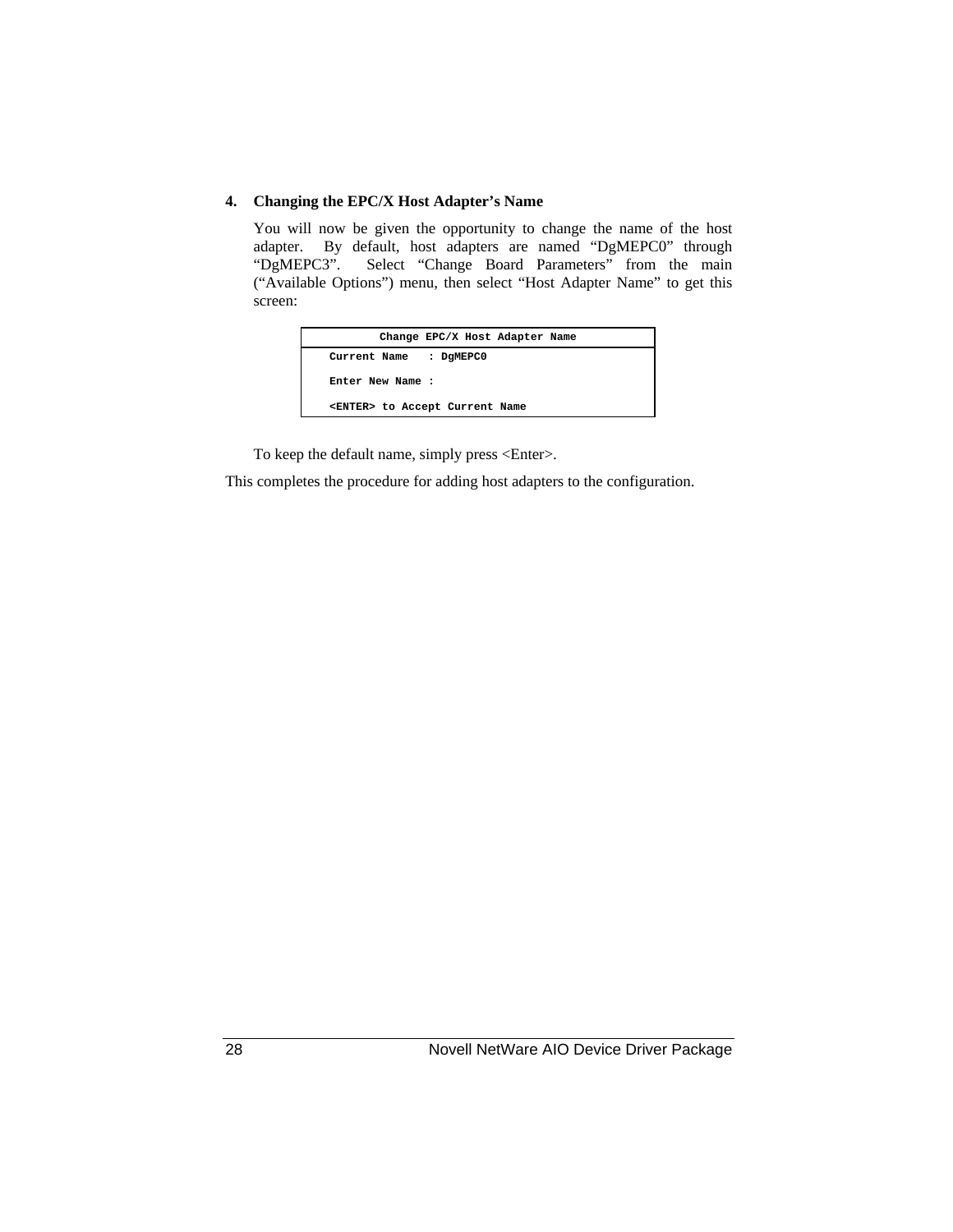**4. Changing the EPC/X Host Adapter's Name**

You will now be given the opportunity to change the name of the host adapter. By default, host adapters are named "DgMEPC0" through "DgMEPC3". Select "Change Board Parameters" from the main ("Available Options") menu, then select "Host Adapter Name" to get this screen:

```
         Change EPC/X Host Adapter Name
   Current Name   : DgMEPC0

   Enter New Name :

   <ENTER> to Accept Current Name
```

To keep the default name, simply press <Enter>.

This completes the procedure for adding host adapters to the configuration.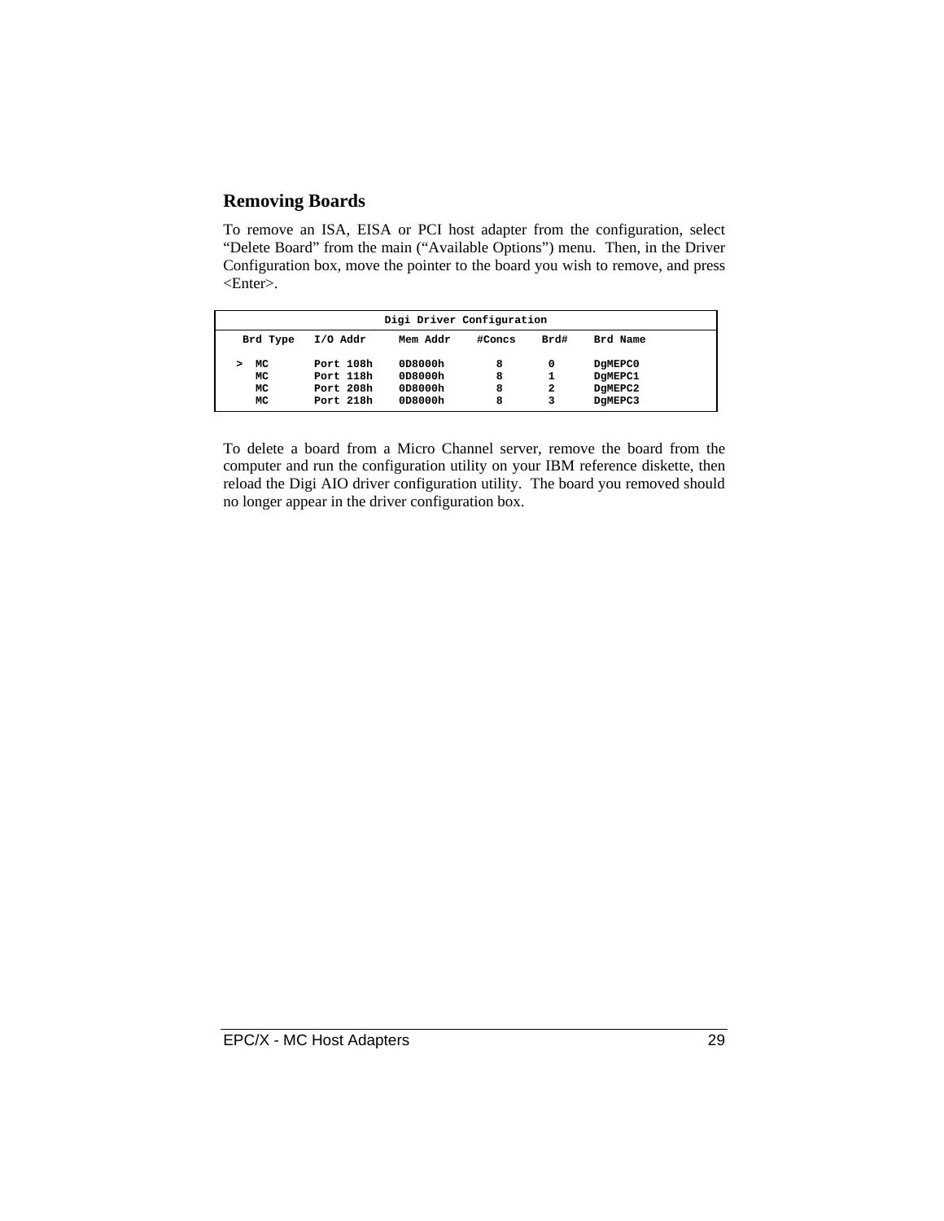## Removing Boards

To remove an ISA, EISA or PCI host adapter from the configuration, select "Delete Board" from the main ("Available Options") menu. Then, in the Driver Configuration box, move the pointer to the board you wish to remove, and press <Enter>.

```
                         Digi Driver Configuration
  Brd Type   I/O Addr    Mem Addr    #Concs    Brd#     Brd Name

 >  MC       Port 108h   0D8000h       8        0       DgMEPC0
    MC       Port 118h   0D8000h       8        1       DgMEPC1
    MC       Port 208h   0D8000h       8        2       DgMEPC2
    MC       Port 218h   0D8000h       8        3       DgMEPC3
```

To delete a board from a Micro Channel server, remove the board from the computer and run the configuration utility on your IBM reference diskette, then reload the Digi AIO driver configuration utility. The board you removed should no longer appear in the driver configuration box.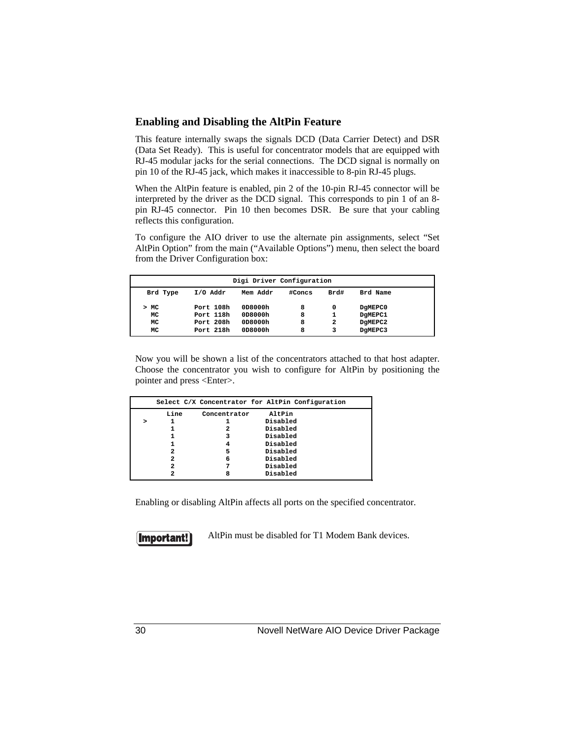## Enabling and Disabling the AltPin Feature

This feature internally swaps the signals DCD (Data Carrier Detect) and DSR (Data Set Ready). This is useful for concentrator models that are equipped with RJ-45 modular jacks for the serial connections. The DCD signal is normally on pin 10 of the RJ-45 jack, which makes it inaccessible to 8-pin RJ-45 plugs.

When the AltPin feature is enabled, pin 2 of the 10-pin RJ-45 connector will be interpreted by the driver as the DCD signal. This corresponds to pin 1 of an 8-pin RJ-45 connector. Pin 10 then becomes DSR. Be sure that your cabling reflects this configuration.

To configure the AIO driver to use the alternate pin assignments, select "Set AltPin Option" from the main ("Available Options") menu, then select the board from the Driver Configuration box:

```
                      Digi Driver Configuration
  Brd Type    I/O Addr    Mem Addr    #Concs    Brd#    Brd Name

 > MC         Port 108h   0D8000h       8        0      DgMEPC0
   MC         Port 118h   0D8000h       8        1      DgMEPC1
   MC         Port 208h   0D8000h       8        2      DgMEPC2
   MC         Port 218h   0D8000h       8        3      DgMEPC3
```

Now you will be shown a list of the concentrators attached to that host adapter. Choose the concentrator you wish to configure for AltPin by positioning the pointer and press <Enter>.

```
      Select C/X Concentrator for AltPin Configuration
        Line     Concentrator     AltPin
  >      1            1          Disabled
         1            2          Disabled
         1            3          Disabled
         1            4          Disabled
         2            5          Disabled
         2            6          Disabled
         2            7          Disabled
         2            8          Disabled
```

Enabling or disabling AltPin affects all ports on the specified concentrator.

**Important!** AltPin must be disabled for T1 Modem Bank devices.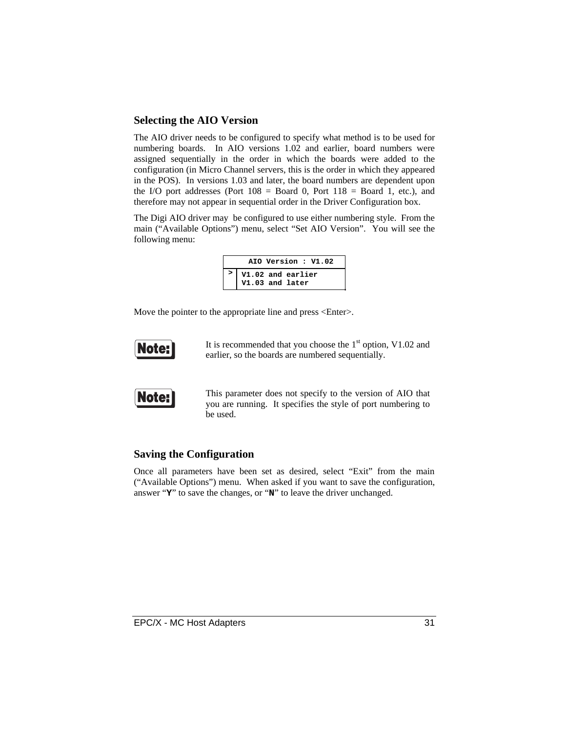## Selecting the AIO Version

The AIO driver needs to be configured to specify what method is to be used for numbering boards. In AIO versions 1.02 and earlier, board numbers were assigned sequentially in the order in which the boards were added to the configuration (in Micro Channel servers, this is the order in which they appeared in the POS). In versions 1.03 and later, the board numbers are dependent upon the I/O port addresses (Port 108 = Board 0, Port 118 = Board 1, etc.), and therefore may not appear in sequential order in the Driver Configuration box.

The Digi AIO driver may be configured to use either numbering style. From the main ("Available Options") menu, select "Set AIO Version". You will see the following menu:

```
   AIO Version : V1.02
> V1.02 and earlier
  V1.03 and later
```

Move the pointer to the appropriate line and press <Enter>.

**Note:** It is recommended that you choose the 1st option, V1.02 and earlier, so the boards are numbered sequentially.

**Note:** This parameter does not specify to the version of AIO that you are running. It specifies the style of port numbering to be used.

## Saving the Configuration

Once all parameters have been set as desired, select "Exit" from the main ("Available Options") menu. When asked if you want to save the configuration, answer "**Y**" to save the changes, or "**N**" to leave the driver unchanged.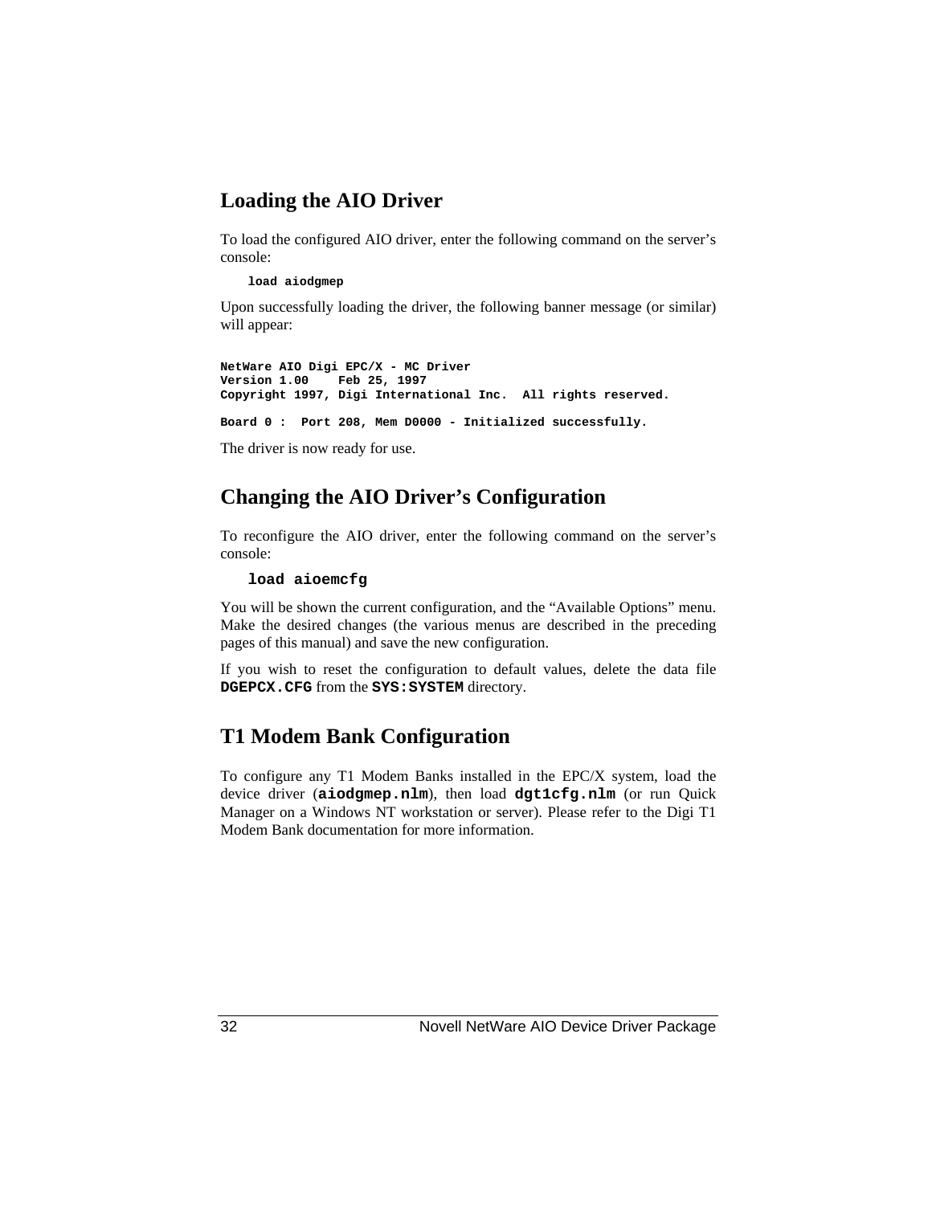## Loading the AIO Driver

To load the configured AIO driver, enter the following command on the server's console:

```
load aiodgmep
```

Upon successfully loading the driver, the following banner message (or similar) will appear:

```
NetWare AIO Digi EPC/X - MC Driver
Version 1.00    Feb 25, 1997
Copyright 1997, Digi International Inc.  All rights reserved.

Board 0 :  Port 208, Mem D0000 - Initialized successfully.
```

The driver is now ready for use.

## Changing the AIO Driver's Configuration

To reconfigure the AIO driver, enter the following command on the server's console:

```
load aioemcfg
```

You will be shown the current configuration, and the "Available Options" menu. Make the desired changes (the various menus are described in the preceding pages of this manual) and save the new configuration.

If you wish to reset the configuration to default values, delete the data file **`DGEPCX.CFG`** from the **`SYS:SYSTEM`** directory.

## T1 Modem Bank Configuration

To configure any T1 Modem Banks installed in the EPC/X system, load the device driver (**`aiodgmep.nlm`**), then load **`dgt1cfg.nlm`** (or run Quick Manager on a Windows NT workstation or server). Please refer to the Digi T1 Modem Bank documentation for more information.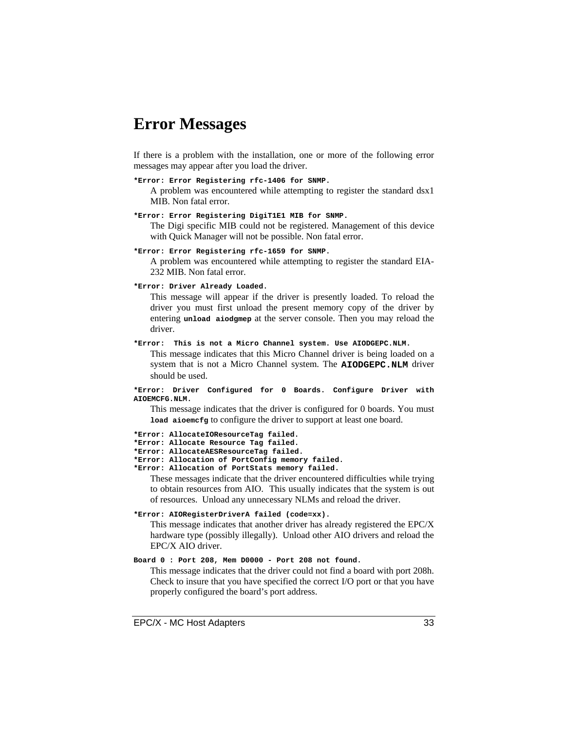# Error Messages

If there is a problem with the installation, one or more of the following error messages may appear after you load the driver.

**`*Error: Error Registering rfc-1406 for SNMP.`**

A problem was encountered while attempting to register the standard dsx1 MIB. Non fatal error.

**`*Error: Error Registering DigiT1E1 MIB for SNMP.`**

The Digi specific MIB could not be registered. Management of this device with Quick Manager will not be possible. Non fatal error.

**`*Error: Error Registering rfc-1659 for SNMP.`**

A problem was encountered while attempting to register the standard EIA-232 MIB. Non fatal error.

**`*Error: Driver Already Loaded.`**

This message will appear if the driver is presently loaded. To reload the driver you must first unload the present memory copy of the driver by entering **`unload aiodgmep`** at the server console. Then you may reload the driver.

**`*Error: This is not a Micro Channel system. Use AIODGEPC.NLM.`**

This message indicates that this Micro Channel driver is being loaded on a system that is not a Micro Channel system. The **`AIODGEPC.NLM`** driver should be used.

**`*Error: Driver Configured for 0 Boards. Configure Driver with AIOEMCFG.NLM.`**

This message indicates that the driver is configured for 0 boards. You must **`load aioemcfg`** to configure the driver to support at least one board.

**`*Error: AllocateIOResourceTag failed.`**
**`*Error: Allocate Resource Tag failed.`**
**`*Error: AllocateAESResourceTag failed.`**
**`*Error: Allocation of PortConfig memory failed.`**
**`*Error: Allocation of PortStats memory failed.`**

These messages indicate that the driver encountered difficulties while trying to obtain resources from AIO. This usually indicates that the system is out of resources. Unload any unnecessary NLMs and reload the driver.

**`*Error: AIORegisterDriverA failed (code=xx).`**

This message indicates that another driver has already registered the EPC/X hardware type (possibly illegally). Unload other AIO drivers and reload the EPC/X AIO driver.

**`Board 0 : Port 208, Mem D0000 - Port 208 not found.`**

This message indicates that the driver could not find a board with port 208h. Check to insure that you have specified the correct I/O port or that you have properly configured the board's port address.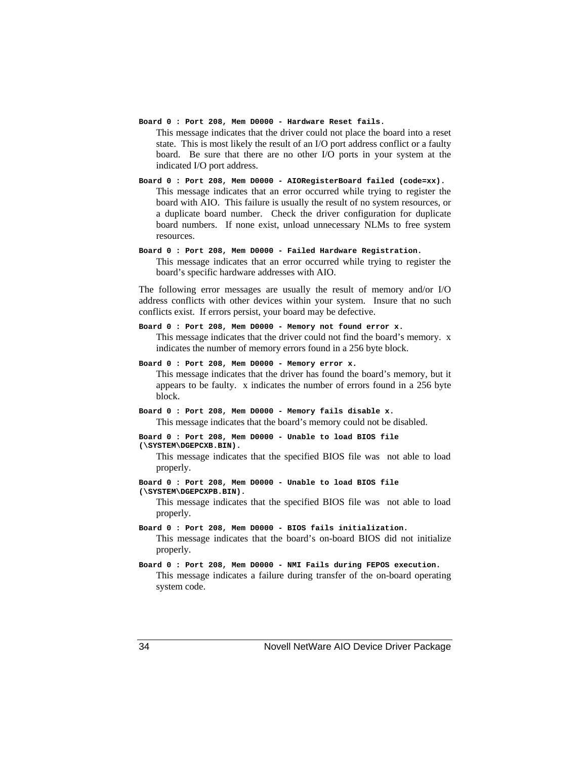**Board 0 : Port 208, Mem D0000 - Hardware Reset fails.**

This message indicates that the driver could not place the board into a reset state. This is most likely the result of an I/O port address conflict or a faulty board. Be sure that there are no other I/O ports in your system at the indicated I/O port address.

**Board 0 : Port 208, Mem D0000 - AIORegisterBoard failed (code=xx).**

This message indicates that an error occurred while trying to register the board with AIO. This failure is usually the result of no system resources, or a duplicate board number. Check the driver configuration for duplicate board numbers. If none exist, unload unnecessary NLMs to free system resources.

**Board 0 : Port 208, Mem D0000 - Failed Hardware Registration.**

This message indicates that an error occurred while trying to register the board's specific hardware addresses with AIO.

The following error messages are usually the result of memory and/or I/O address conflicts with other devices within your system. Insure that no such conflicts exist. If errors persist, your board may be defective.

**Board 0 : Port 208, Mem D0000 - Memory not found error x.**

This message indicates that the driver could not find the board's memory. x indicates the number of memory errors found in a 256 byte block.

**Board 0 : Port 208, Mem D0000 - Memory error x.**

This message indicates that the driver has found the board's memory, but it appears to be faulty. x indicates the number of errors found in a 256 byte block.

**Board 0 : Port 208, Mem D0000 - Memory fails disable x.**

This message indicates that the board's memory could not be disabled.

**Board 0 : Port 208, Mem D0000 - Unable to load BIOS file (\SYSTEM\DGEPCXB.BIN).**

This message indicates that the specified BIOS file was not able to load properly.

**Board 0 : Port 208, Mem D0000 - Unable to load BIOS file (\SYSTEM\DGEPCXPB.BIN).**

This message indicates that the specified BIOS file was not able to load properly.

**Board 0 : Port 208, Mem D0000 - BIOS fails initialization.**

This message indicates that the board's on-board BIOS did not initialize properly.

**Board 0 : Port 208, Mem D0000 - NMI Fails during FEPOS execution.**

This message indicates a failure during transfer of the on-board operating system code.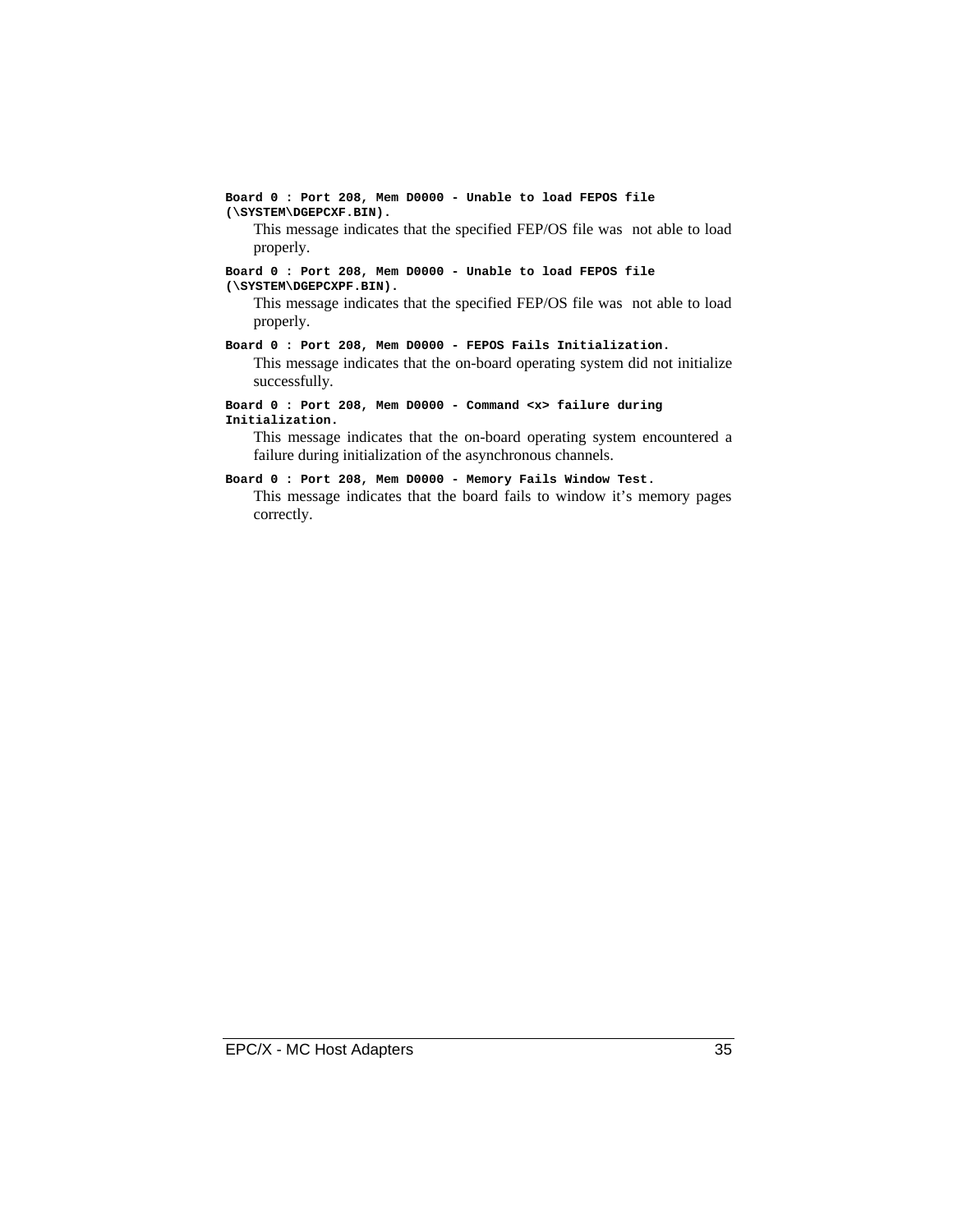**Board 0 : Port 208, Mem D0000 - Unable to load FEPOS file (\SYSTEM\DGEPCXF.BIN).**

This message indicates that the specified FEP/OS file was not able to load properly.

**Board 0 : Port 208, Mem D0000 - Unable to load FEPOS file (\SYSTEM\DGEPCXPF.BIN).**

This message indicates that the specified FEP/OS file was not able to load properly.

**Board 0 : Port 208, Mem D0000 - FEPOS Fails Initialization.**

This message indicates that the on-board operating system did not initialize successfully.

**Board 0 : Port 208, Mem D0000 - Command <x> failure during Initialization.**

This message indicates that the on-board operating system encountered a failure during initialization of the asynchronous channels.

**Board 0 : Port 208, Mem D0000 - Memory Fails Window Test.**

This message indicates that the board fails to window it's memory pages correctly.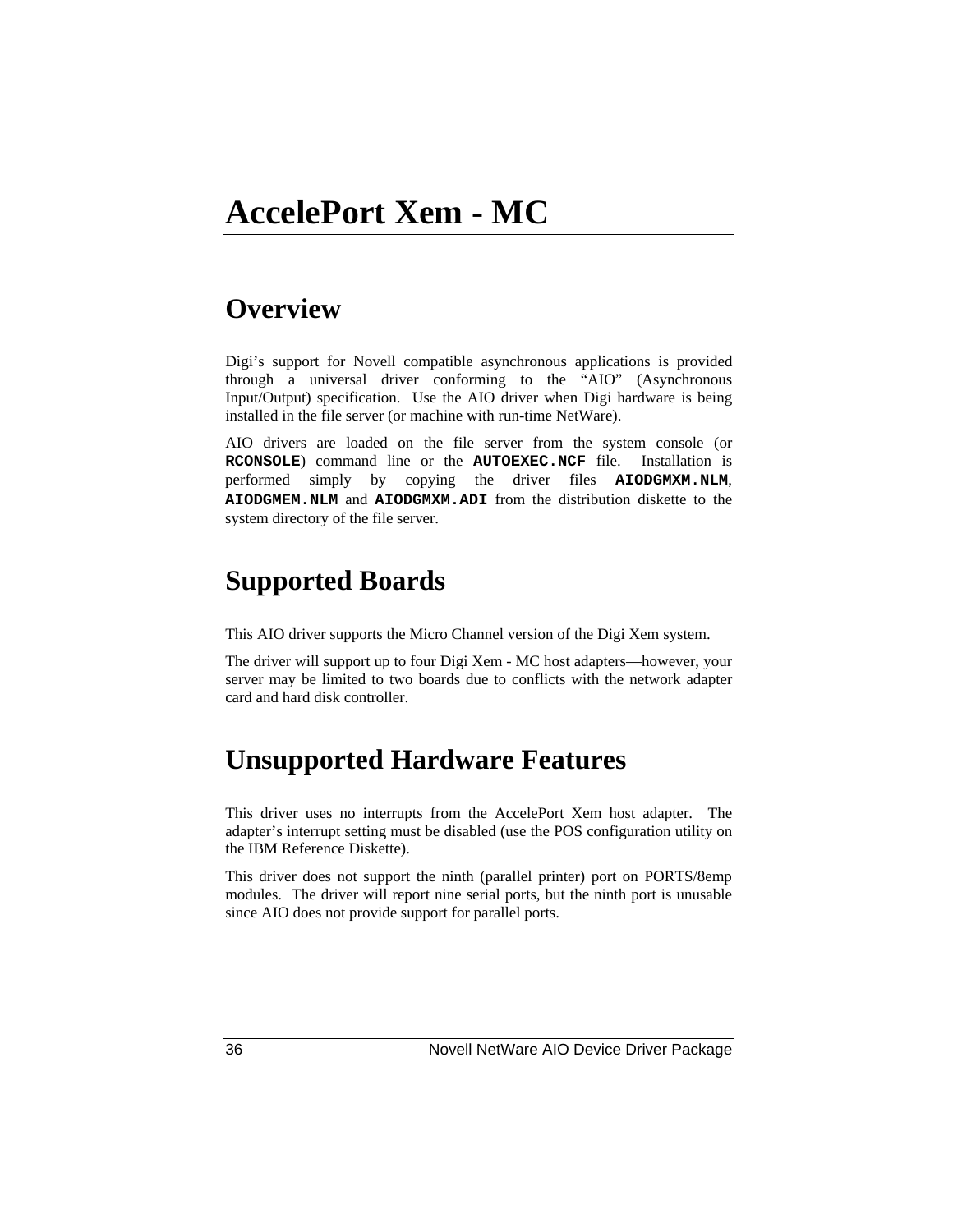# AccelePort Xem - MC

## Overview

Digi's support for Novell compatible asynchronous applications is provided through a universal driver conforming to the "AIO" (Asynchronous Input/Output) specification. Use the AIO driver when Digi hardware is being installed in the file server (or machine with run-time NetWare).

AIO drivers are loaded on the file server from the system console (or **`RCONSOLE`**) command line or the **`AUTOEXEC.NCF`** file. Installation is performed simply by copying the driver files **`AIODGMXM.NLM`**, **`AIODGMEM.NLM`** and **`AIODGMXM.ADI`** from the distribution diskette to the system directory of the file server.

## Supported Boards

This AIO driver supports the Micro Channel version of the Digi Xem system.

The driver will support up to four Digi Xem - MC host adapters—however, your server may be limited to two boards due to conflicts with the network adapter card and hard disk controller.

## Unsupported Hardware Features

This driver uses no interrupts from the AccelePort Xem host adapter. The adapter's interrupt setting must be disabled (use the POS configuration utility on the IBM Reference Diskette).

This driver does not support the ninth (parallel printer) port on PORTS/8emp modules. The driver will report nine serial ports, but the ninth port is unusable since AIO does not provide support for parallel ports.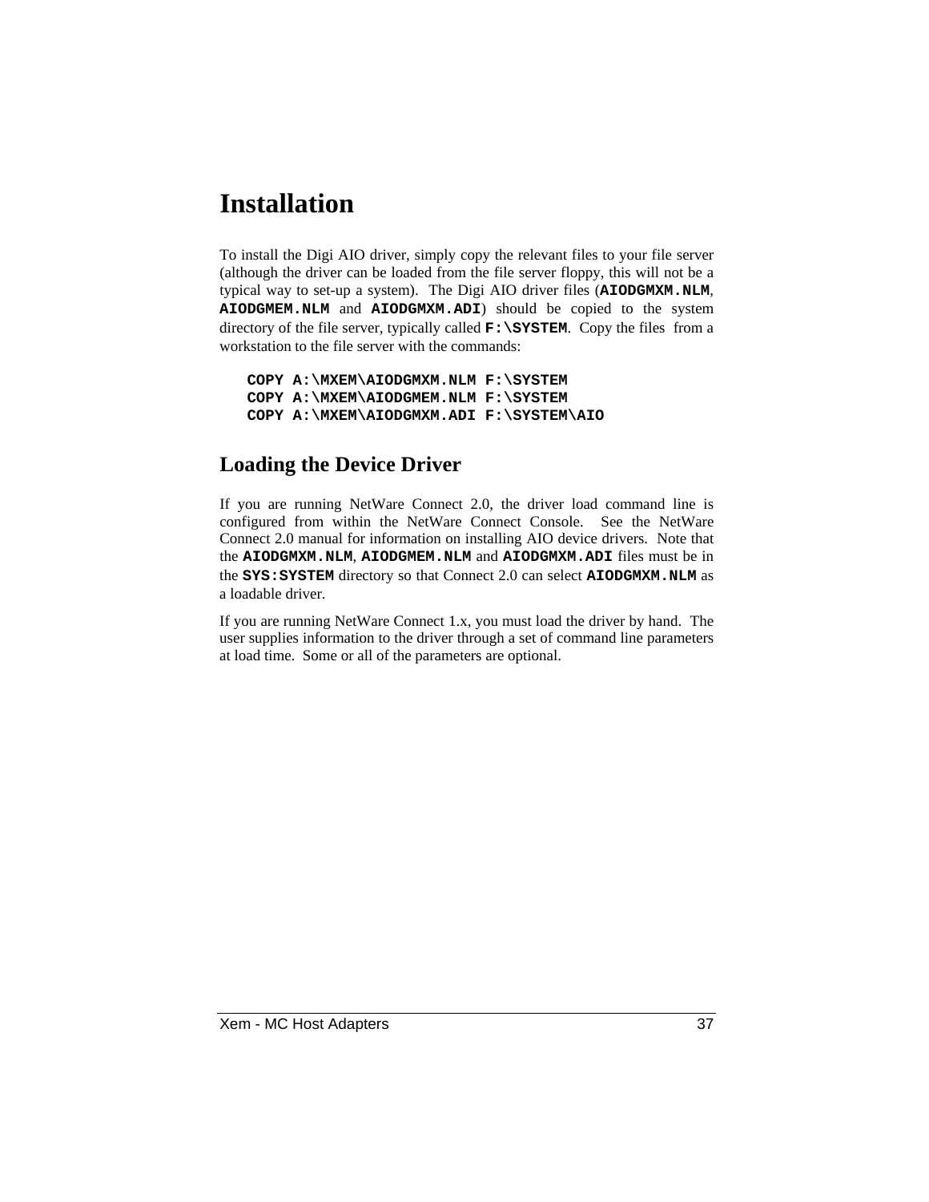# Installation

To install the Digi AIO driver, simply copy the relevant files to your file server (although the driver can be loaded from the file server floppy, this will not be a typical way to set-up a system). The Digi AIO driver files (**AIODGMXM.NLM**, **AIODGMEM.NLM** and **AIODGMXM.ADI**) should be copied to the system directory of the file server, typically called **F:\SYSTEM**. Copy the files from a workstation to the file server with the commands:

```
COPY A:\MXEM\AIODGMXM.NLM F:\SYSTEM
COPY A:\MXEM\AIODGMEM.NLM F:\SYSTEM
COPY A:\MXEM\AIODGMXM.ADI F:\SYSTEM\AIO
```

## Loading the Device Driver

If you are running NetWare Connect 2.0, the driver load command line is configured from within the NetWare Connect Console. See the NetWare Connect 2.0 manual for information on installing AIO device drivers. Note that the **AIODGMXM.NLM**, **AIODGMEM.NLM** and **AIODGMXM.ADI** files must be in the **SYS:SYSTEM** directory so that Connect 2.0 can select **AIODGMXM.NLM** as a loadable driver.

If you are running NetWare Connect 1.x, you must load the driver by hand. The user supplies information to the driver through a set of command line parameters at load time. Some or all of the parameters are optional.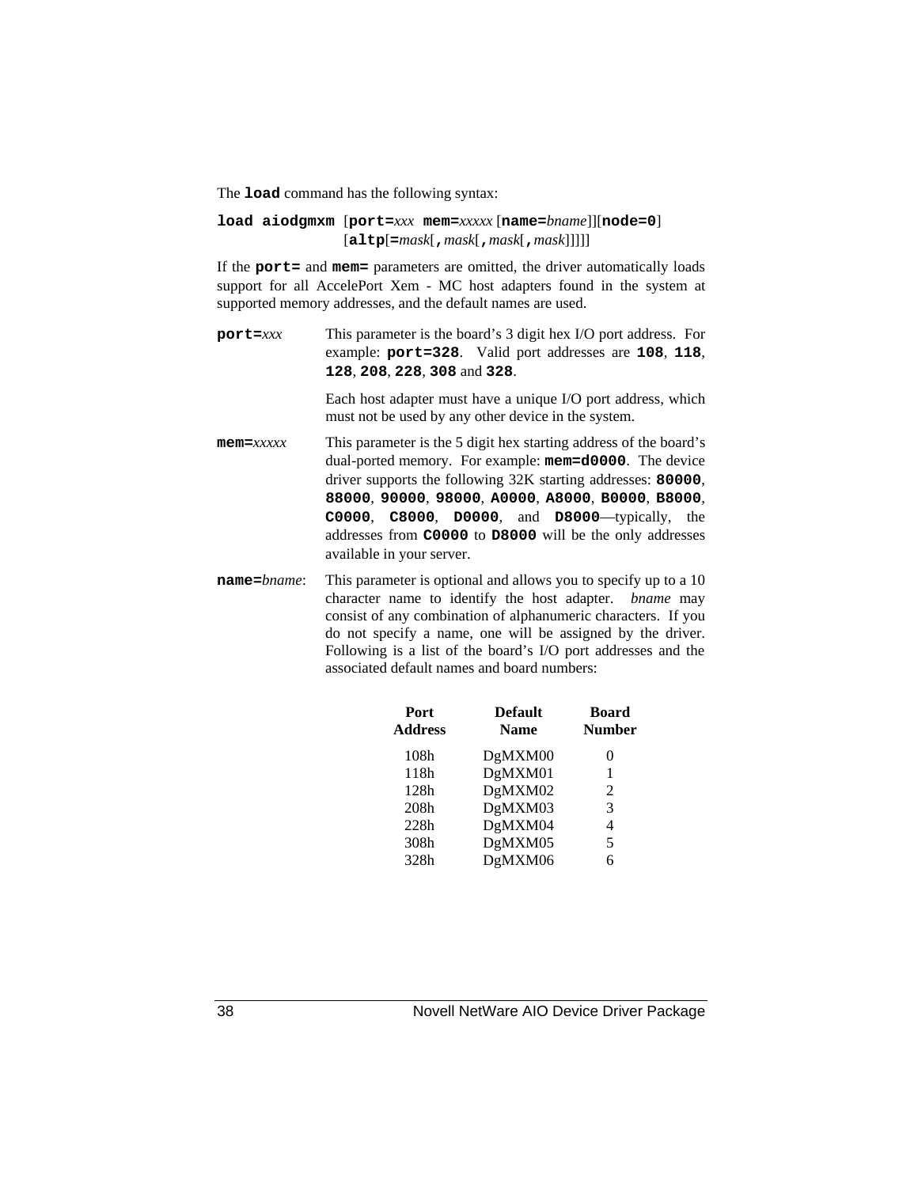The **load** command has the following syntax:

**load aiodgmxm** [**port=***xxx* **mem=***xxxxx* [**name=***bname*]][**node=0**]
[**altp**[**=***mask*[**,***mask*[**,***mask*[**,***mask*]]]]]

If the **port=** and **mem=** parameters are omitted, the driver automatically loads support for all AccelePort Xem - MC host adapters found in the system at supported memory addresses, and the default names are used.

**port=***xxx* This parameter is the board's 3 digit hex I/O port address. For example: **port=328**. Valid port addresses are **108**, **118**, **128**, **208**, **228**, **308** and **328**.

Each host adapter must have a unique I/O port address, which must not be used by any other device in the system.

**mem=***xxxxx* This parameter is the 5 digit hex starting address of the board's dual-ported memory. For example: **mem=d0000**. The device driver supports the following 32K starting addresses: **80000**, **88000**, **90000**, **98000**, **A0000**, **A8000**, **B0000**, **B8000**, **C0000**, **C8000**, **D0000**, and **D8000**—typically, the addresses from **C0000** to **D8000** will be the only addresses available in your server.

**name=***bname*: This parameter is optional and allows you to specify up to a 10 character name to identify the host adapter. *bname* may consist of any combination of alphanumeric characters. If you do not specify a name, one will be assigned by the driver. Following is a list of the board's I/O port addresses and the associated default names and board numbers:

| Port Address | Default Name | Board Number |
|---|---|---|
| 108h | DgMXM00 | 0 |
| 118h | DgMXM01 | 1 |
| 128h | DgMXM02 | 2 |
| 208h | DgMXM03 | 3 |
| 228h | DgMXM04 | 4 |
| 308h | DgMXM05 | 5 |
| 328h | DgMXM06 | 6 |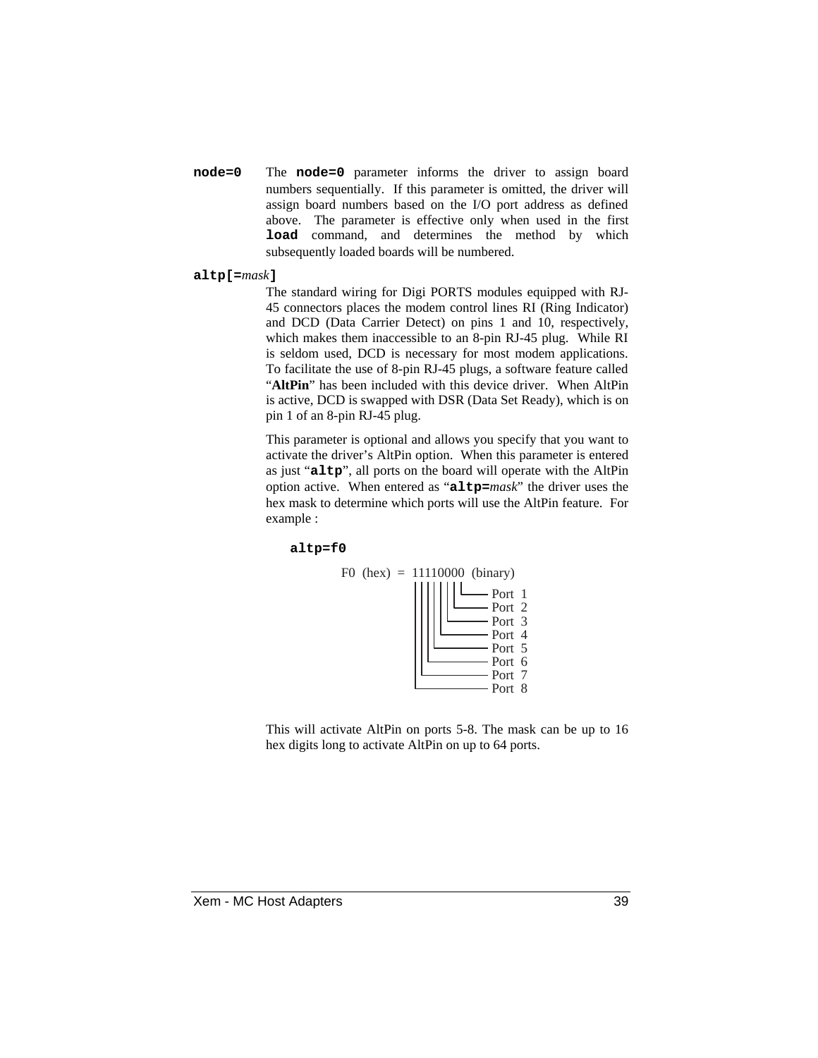**node=0** The **node=0** parameter informs the driver to assign board numbers sequentially. If this parameter is omitted, the driver will assign board numbers based on the I/O port address as defined above. The parameter is effective only when used in the first **load** command, and determines the method by which subsequently loaded boards will be numbered.

**altp[=***mask***]**

The standard wiring for Digi PORTS modules equipped with RJ-45 connectors places the modem control lines RI (Ring Indicator) and DCD (Data Carrier Detect) on pins 1 and 10, respectively, which makes them inaccessible to an 8-pin RJ-45 plug. While RI is seldom used, DCD is necessary for most modem applications. To facilitate the use of 8-pin RJ-45 plugs, a software feature called "**AltPin**" has been included with this device driver. When AltPin is active, DCD is swapped with DSR (Data Set Ready), which is on pin 1 of an 8-pin RJ-45 plug.

This parameter is optional and allows you specify that you want to activate the driver's AltPin option. When this parameter is entered as just "**altp**", all ports on the board will operate with the AltPin option active. When entered as "**altp=***mask*" the driver uses the hex mask to determine which ports will use the AltPin feature. For example :

**altp=f0**

```
F0 (hex) = 11110000 (binary)
           ||||||||
           |||||||└── Port 1
           ||||||└─── Port 2
           |||||└──── Port 3
           ||||└───── Port 4
           |||└────── Port 5
           ||└─────── Port 6
           |└──────── Port 7
           └───────── Port 8
```

This will activate AltPin on ports 5-8. The mask can be up to 16 hex digits long to activate AltPin on up to 64 ports.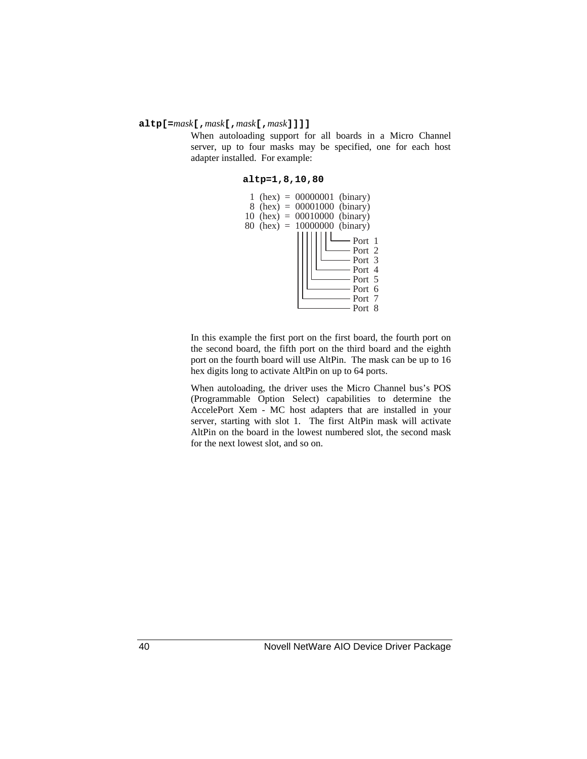**altp[=*mask*[,*mask*[,*mask*[,*mask*]]]]**

When autoloading support for all boards in a Micro Channel server, up to four masks may be specified, one for each host adapter installed. For example:

```
altp=1,8,10,80
```

```
 1  (hex)  =  00000001  (binary)
 8  (hex)  =  00001000  (binary)
10  (hex)  =  00010000  (binary)
80  (hex)  =  10000000  (binary)
              ||||||||
              |||||||└── Port 1
              ||||||└─── Port 2
              |||||└──── Port 3
              ||||└───── Port 4
              |||└────── Port 5
              ||└─────── Port 6
              |└──────── Port 7
              └───────── Port 8
```

In this example the first port on the first board, the fourth port on the second board, the fifth port on the third board and the eighth port on the fourth board will use AltPin. The mask can be up to 16 hex digits long to activate AltPin on up to 64 ports.

When autoloading, the driver uses the Micro Channel bus's POS (Programmable Option Select) capabilities to determine the AccelePort Xem - MC host adapters that are installed in your server, starting with slot 1. The first AltPin mask will activate AltPin on the board in the lowest numbered slot, the second mask for the next lowest slot, and so on.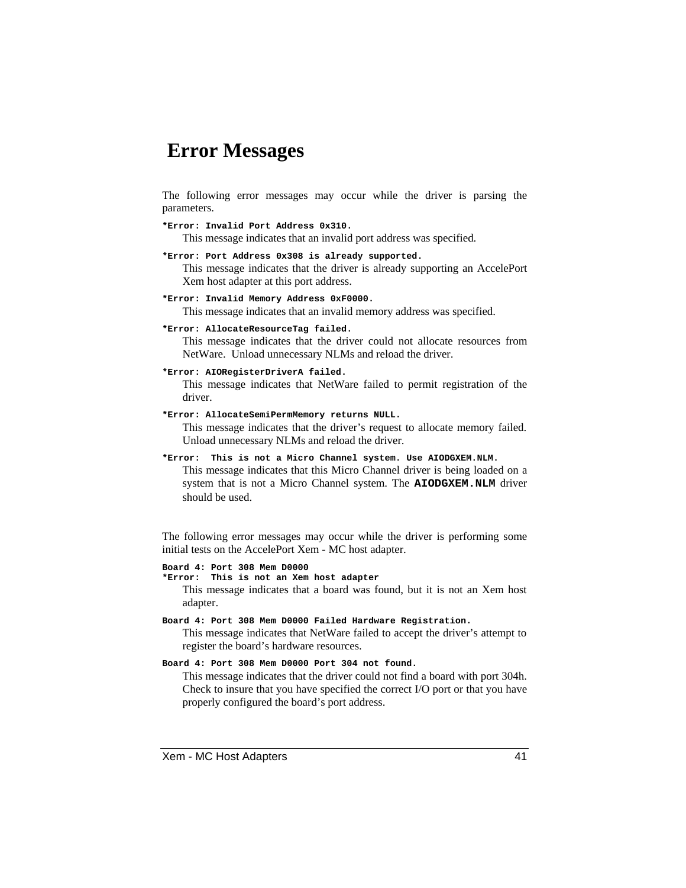# Error Messages

The following error messages may occur while the driver is parsing the parameters.

**`*Error: Invalid Port Address 0x310.`**

This message indicates that an invalid port address was specified.

**`*Error: Port Address 0x308 is already supported.`**

This message indicates that the driver is already supporting an AccelePort Xem host adapter at this port address.

**`*Error: Invalid Memory Address 0xF0000.`**

This message indicates that an invalid memory address was specified.

**`*Error: AllocateResourceTag failed.`**

This message indicates that the driver could not allocate resources from NetWare. Unload unnecessary NLMs and reload the driver.

**`*Error: AIORegisterDriverA failed.`**

This message indicates that NetWare failed to permit registration of the driver.

**`*Error: AllocateSemiPermMemory returns NULL.`**

This message indicates that the driver's request to allocate memory failed. Unload unnecessary NLMs and reload the driver.

**`*Error:  This is not a Micro Channel system. Use AIODGXEM.NLM.`**

This message indicates that this Micro Channel driver is being loaded on a system that is not a Micro Channel system. The **`AIODGXEM.NLM`** driver should be used.

The following error messages may occur while the driver is performing some initial tests on the AccelePort Xem - MC host adapter.

**`Board 4: Port 308 Mem D0000`**
**`*Error:  This is not an Xem host adapter`**

This message indicates that a board was found, but it is not an Xem host adapter.

**`Board 4: Port 308 Mem D0000 Failed Hardware Registration.`**

This message indicates that NetWare failed to accept the driver's attempt to register the board's hardware resources.

**`Board 4: Port 308 Mem D0000 Port 304 not found.`**

This message indicates that the driver could not find a board with port 304h. Check to insure that you have specified the correct I/O port or that you have properly configured the board's port address.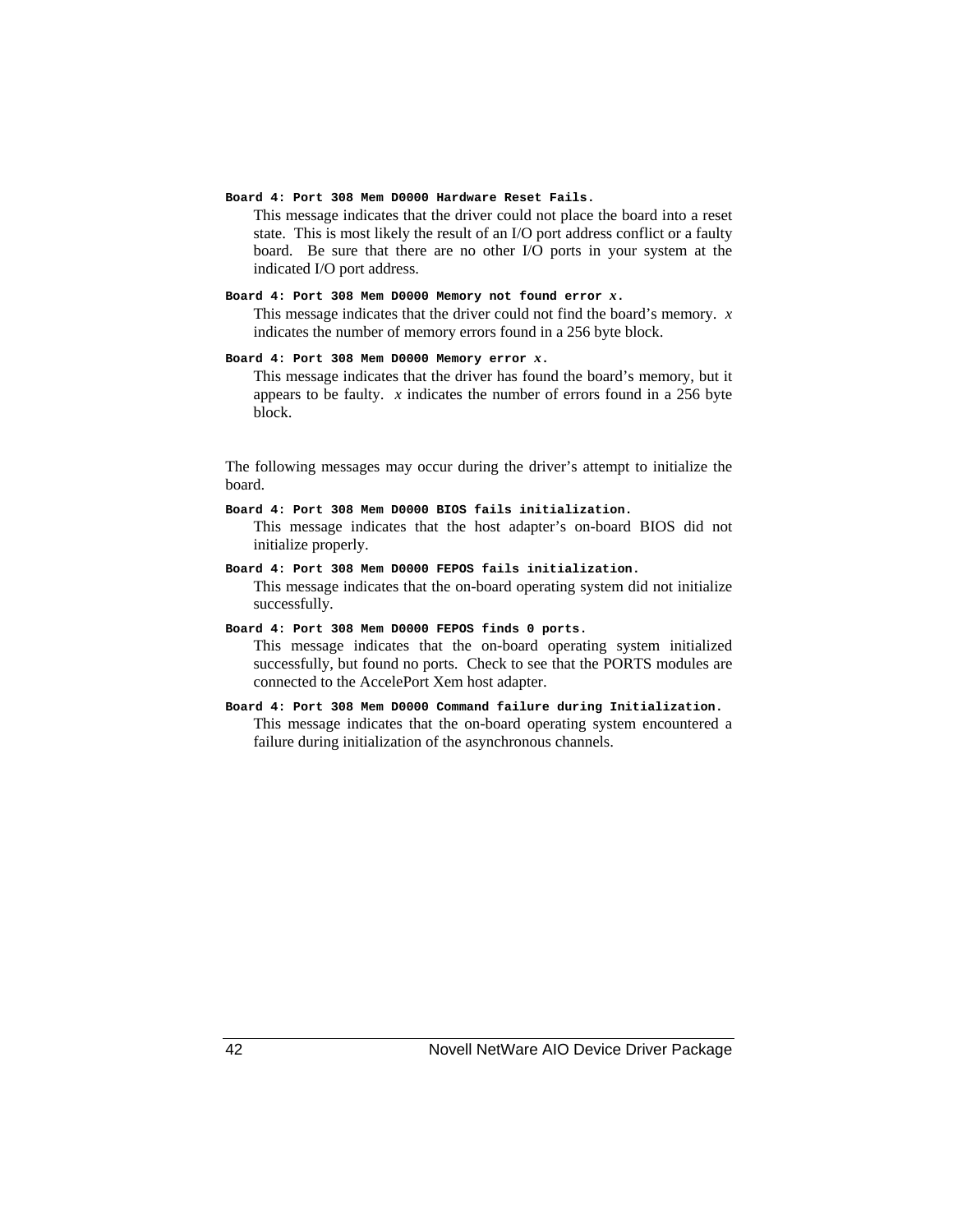**`Board 4: Port 308 Mem D0000 Hardware Reset Fails.`**

This message indicates that the driver could not place the board into a reset state. This is most likely the result of an I/O port address conflict or a faulty board. Be sure that there are no other I/O ports in your system at the indicated I/O port address.

**`Board 4: Port 308 Mem D0000 Memory not found error`** ***x*****.**

This message indicates that the driver could not find the board's memory. *x* indicates the number of memory errors found in a 256 byte block.

**`Board 4: Port 308 Mem D0000 Memory error`** ***x*****.**

This message indicates that the driver has found the board's memory, but it appears to be faulty. *x* indicates the number of errors found in a 256 byte block.

The following messages may occur during the driver's attempt to initialize the board.

**`Board 4: Port 308 Mem D0000 BIOS fails initialization.`**

This message indicates that the host adapter's on-board BIOS did not initialize properly.

**`Board 4: Port 308 Mem D0000 FEPOS fails initialization.`**

This message indicates that the on-board operating system did not initialize successfully.

**`Board 4: Port 308 Mem D0000 FEPOS finds 0 ports.`**

This message indicates that the on-board operating system initialized successfully, but found no ports. Check to see that the PORTS modules are connected to the AccelePort Xem host adapter.

**`Board 4: Port 308 Mem D0000 Command failure during Initialization.`**

This message indicates that the on-board operating system encountered a failure during initialization of the asynchronous channels.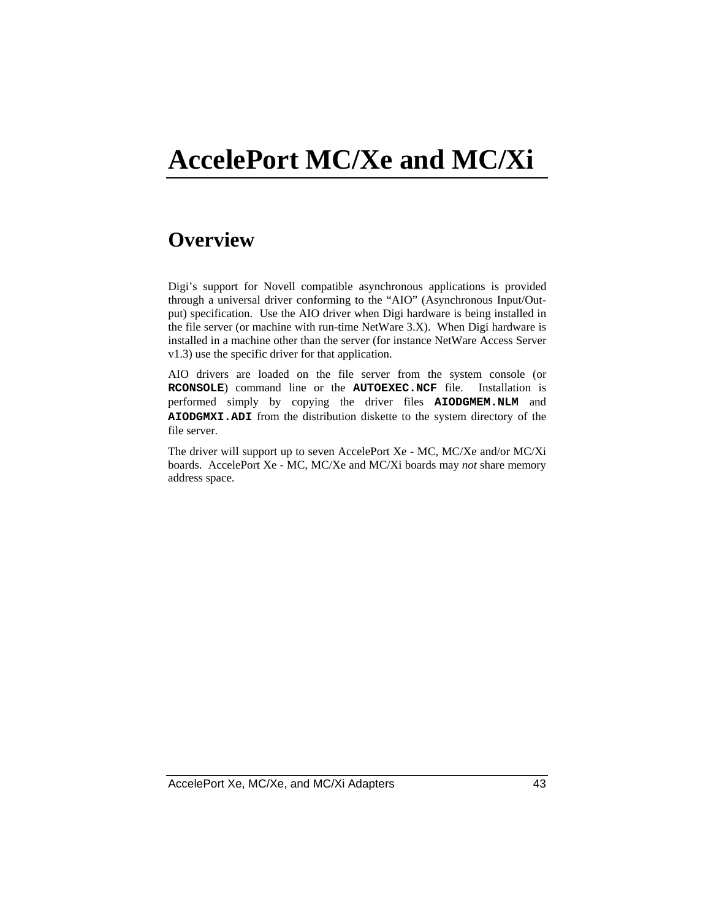# AccelePort MC/Xe and MC/Xi

## Overview

Digi's support for Novell compatible asynchronous applications is provided through a universal driver conforming to the "AIO" (Asynchronous Input/Output) specification. Use the AIO driver when Digi hardware is being installed in the file server (or machine with run-time NetWare 3.X). When Digi hardware is installed in a machine other than the server (for instance NetWare Access Server v1.3) use the specific driver for that application.

AIO drivers are loaded on the file server from the system console (or **RCONSOLE**) command line or the **AUTOEXEC.NCF** file. Installation is performed simply by copying the driver files **AIODGMEM.NLM** and **AIODGMXI.ADI** from the distribution diskette to the system directory of the file server.

The driver will support up to seven AccelePort Xe - MC, MC/Xe and/or MC/Xi boards. AccelePort Xe - MC, MC/Xe and MC/Xi boards may *not* share memory address space.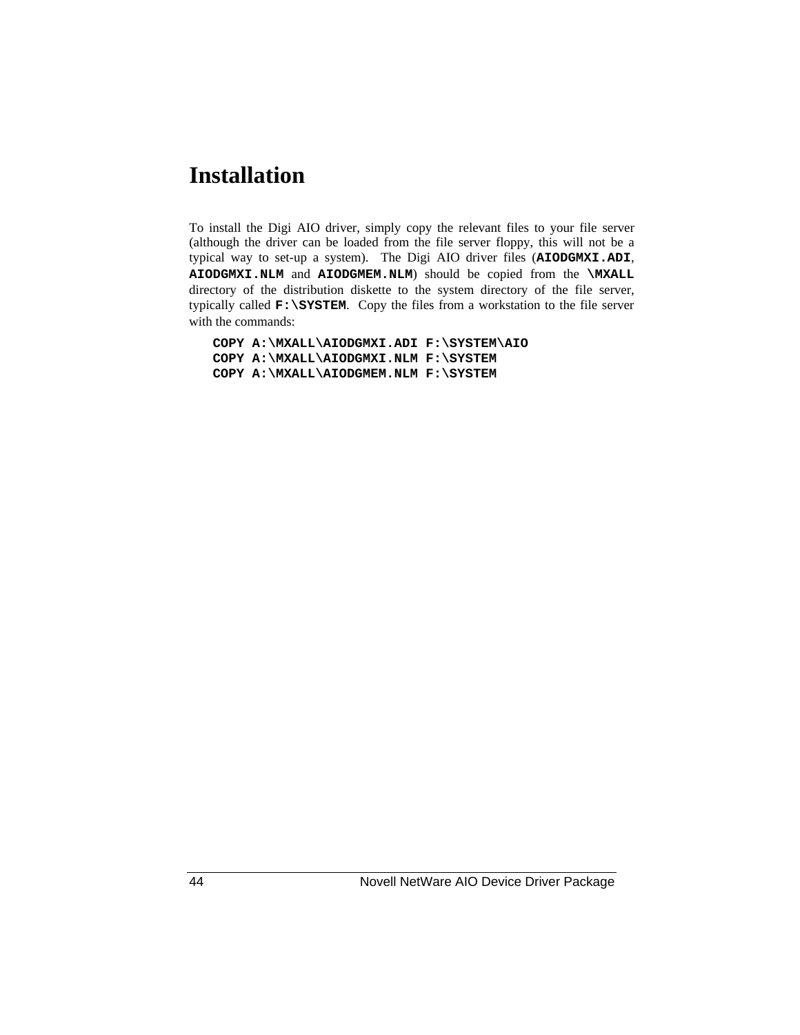# Installation

To install the Digi AIO driver, simply copy the relevant files to your file server (although the driver can be loaded from the file server floppy, this will not be a typical way to set-up a system). The Digi AIO driver files (**AIODGMXI.ADI**, **AIODGMXI.NLM** and **AIODGMEM.NLM**) should be copied from the **\MXALL** directory of the distribution diskette to the system directory of the file server, typically called **F:\SYSTEM**. Copy the files from a workstation to the file server with the commands:

```
COPY A:\MXALL\AIODGMXI.ADI F:\SYSTEM\AIO
COPY A:\MXALL\AIODGMXI.NLM F:\SYSTEM
COPY A:\MXALL\AIODGMEM.NLM F:\SYSTEM
```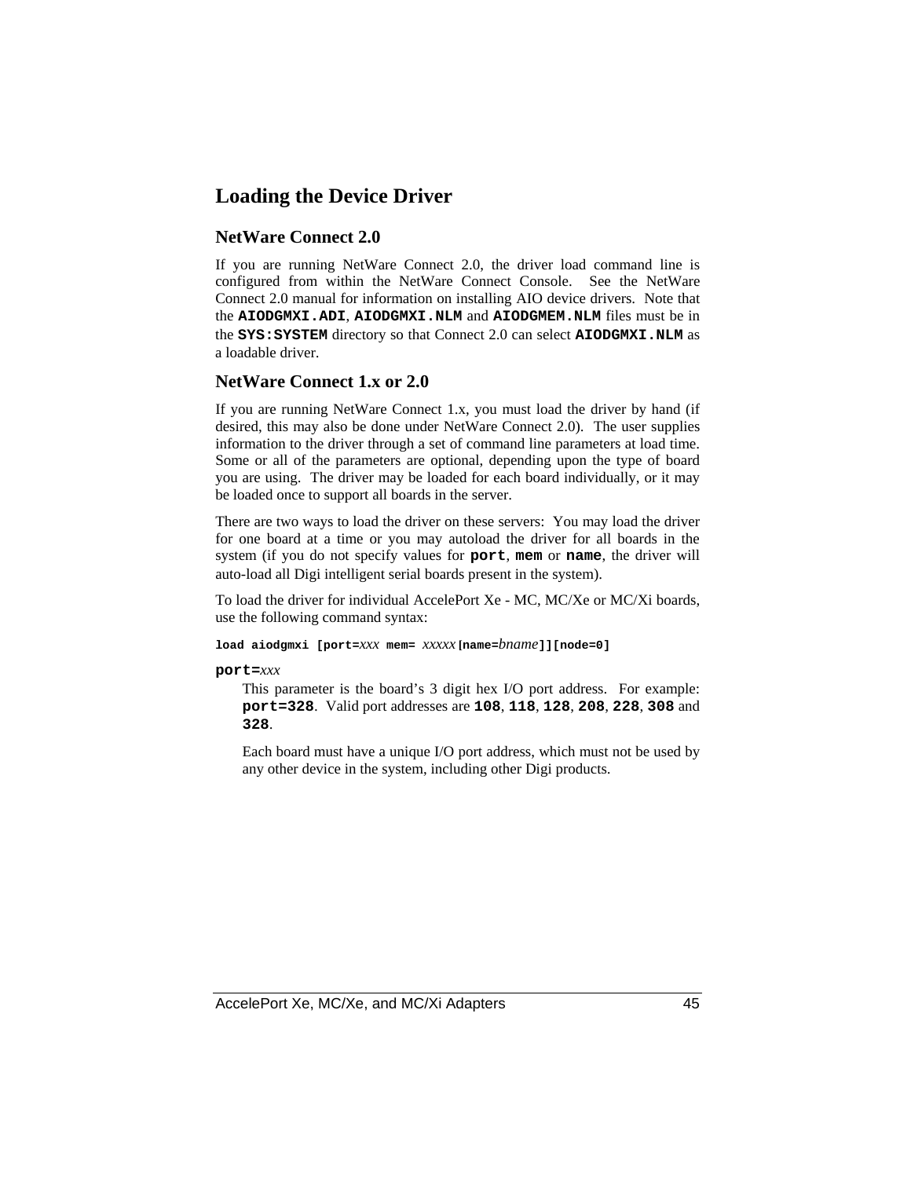## Loading the Device Driver

### NetWare Connect 2.0

If you are running NetWare Connect 2.0, the driver load command line is configured from within the NetWare Connect Console. See the NetWare Connect 2.0 manual for information on installing AIO device drivers. Note that the **AIODGMXI.ADI**, **AIODGMXI.NLM** and **AIODGMEM.NLM** files must be in the **SYS:SYSTEM** directory so that Connect 2.0 can select **AIODGMXI.NLM** as a loadable driver.

### NetWare Connect 1.x or 2.0

If you are running NetWare Connect 1.x, you must load the driver by hand (if desired, this may also be done under NetWare Connect 2.0). The user supplies information to the driver through a set of command line parameters at load time. Some or all of the parameters are optional, depending upon the type of board you are using. The driver may be loaded for each board individually, or it may be loaded once to support all boards in the server.

There are two ways to load the driver on these servers: You may load the driver for one board at a time or you may autoload the driver for all boards in the system (if you do not specify values for **port**, **mem** or **name**, the driver will auto-load all Digi intelligent serial boards present in the system).

To load the driver for individual AccelePort Xe - MC, MC/Xe or MC/Xi boards, use the following command syntax:

**load aiodgmxi [port=***xxx* **mem=** *xxxxx* **[name=***bname***]][node=0]**

**port=***xxx*

This parameter is the board's 3 digit hex I/O port address. For example: **port=328**. Valid port addresses are **108**, **118**, **128**, **208**, **228**, **308** and **328**.

Each board must have a unique I/O port address, which must not be used by any other device in the system, including other Digi products.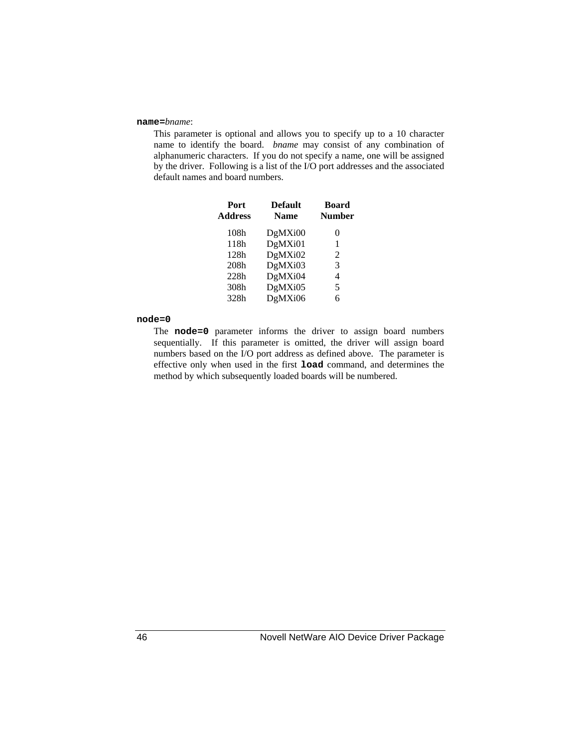**`name=`***bname*:

This parameter is optional and allows you to specify up to a 10 character name to identify the board. *bname* may consist of any combination of alphanumeric characters. If you do not specify a name, one will be assigned by the driver. Following is a list of the I/O port addresses and the associated default names and board numbers.

| Port Address | Default Name | Board Number |
|---|---|---|
| 108h | DgMXi00 | 0 |
| 118h | DgMXi01 | 1 |
| 128h | DgMXi02 | 2 |
| 208h | DgMXi03 | 3 |
| 228h | DgMXi04 | 4 |
| 308h | DgMXi05 | 5 |
| 328h | DgMXi06 | 6 |

**`node=0`**

The **`node=0`** parameter informs the driver to assign board numbers sequentially. If this parameter is omitted, the driver will assign board numbers based on the I/O port address as defined above. The parameter is effective only when used in the first **`load`** command, and determines the method by which subsequently loaded boards will be numbered.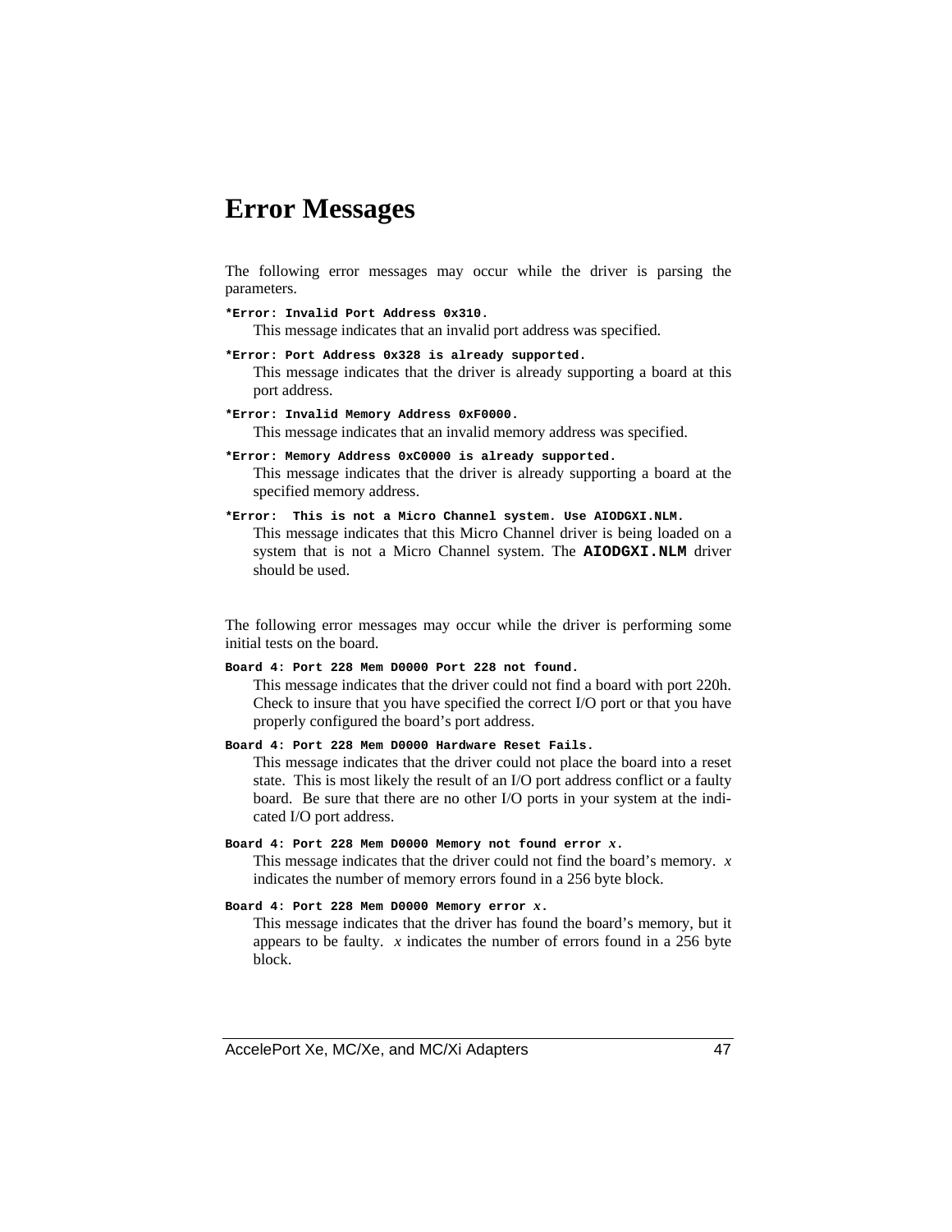# Error Messages

The following error messages may occur while the driver is parsing the parameters.

**`*Error: Invalid Port Address 0x310.`**

This message indicates that an invalid port address was specified.

**`*Error: Port Address 0x328 is already supported.`**

This message indicates that the driver is already supporting a board at this port address.

**`*Error: Invalid Memory Address 0xF0000.`**

This message indicates that an invalid memory address was specified.

**`*Error: Memory Address 0xC0000 is already supported.`**

This message indicates that the driver is already supporting a board at the specified memory address.

**`*Error:  This is not a Micro Channel system. Use AIODGXI.NLM.`**

This message indicates that this Micro Channel driver is being loaded on a system that is not a Micro Channel system. The **`AIODGXI.NLM`** driver should be used.

The following error messages may occur while the driver is performing some initial tests on the board.

**`Board 4: Port 228 Mem D0000 Port 228 not found.`**

This message indicates that the driver could not find a board with port 220h. Check to insure that you have specified the correct I/O port or that you have properly configured the board's port address.

**`Board 4: Port 228 Mem D0000 Hardware Reset Fails.`**

This message indicates that the driver could not place the board into a reset state. This is most likely the result of an I/O port address conflict or a faulty board. Be sure that there are no other I/O ports in your system at the indicated I/O port address.

**`Board 4: Port 228 Mem D0000 Memory not found error`** ***x*****.**

This message indicates that the driver could not find the board's memory. *x* indicates the number of memory errors found in a 256 byte block.

**`Board 4: Port 228 Mem D0000 Memory error`** ***x*****.**

This message indicates that the driver has found the board's memory, but it appears to be faulty. *x* indicates the number of errors found in a 256 byte block.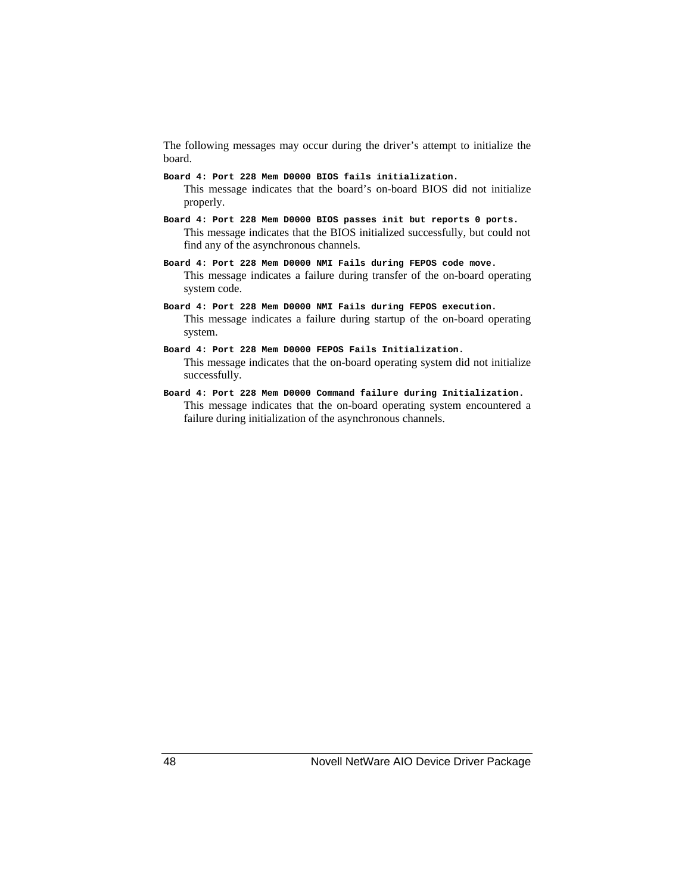The following messages may occur during the driver's attempt to initialize the board.

**`Board 4: Port 228 Mem D0000 BIOS fails initialization.`**

This message indicates that the board's on-board BIOS did not initialize properly.

**`Board 4: Port 228 Mem D0000 BIOS passes init but reports 0 ports.`**

This message indicates that the BIOS initialized successfully, but could not find any of the asynchronous channels.

**`Board 4: Port 228 Mem D0000 NMI Fails during FEPOS code move.`**

This message indicates a failure during transfer of the on-board operating system code.

**`Board 4: Port 228 Mem D0000 NMI Fails during FEPOS execution.`**

This message indicates a failure during startup of the on-board operating system.

**`Board 4: Port 228 Mem D0000 FEPOS Fails Initialization.`**

This message indicates that the on-board operating system did not initialize successfully.

**`Board 4: Port 228 Mem D0000 Command failure during Initialization.`**

This message indicates that the on-board operating system encountered a failure during initialization of the asynchronous channels.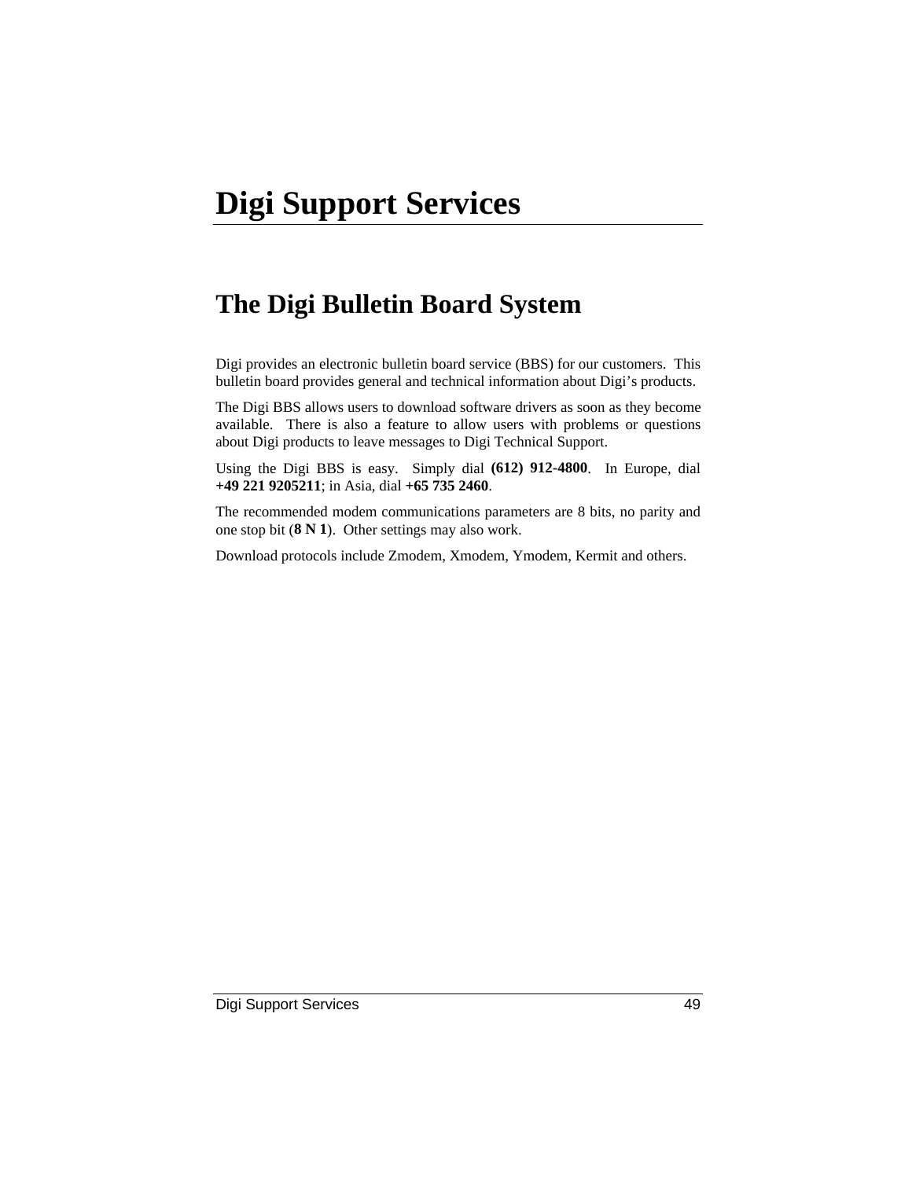# Digi Support Services

## The Digi Bulletin Board System

Digi provides an electronic bulletin board service (BBS) for our customers. This bulletin board provides general and technical information about Digi's products.

The Digi BBS allows users to download software drivers as soon as they become available. There is also a feature to allow users with problems or questions about Digi products to leave messages to Digi Technical Support.

Using the Digi BBS is easy. Simply dial **(612) 912-4800**. In Europe, dial **+49 221 9205211**; in Asia, dial **+65 735 2460**.

The recommended modem communications parameters are 8 bits, no parity and one stop bit (**8 N 1**). Other settings may also work.

Download protocols include Zmodem, Xmodem, Ymodem, Kermit and others.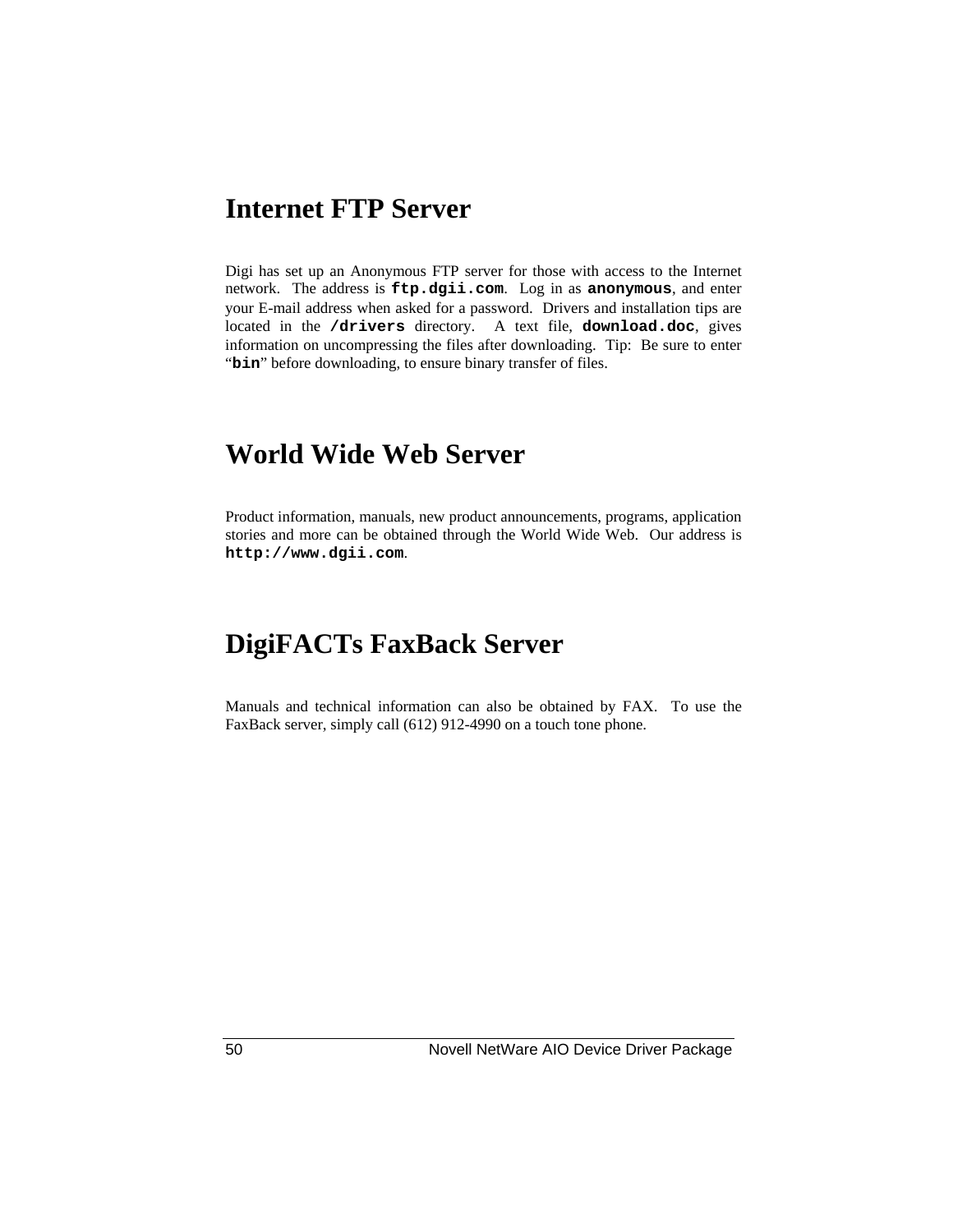# Internet FTP Server

Digi has set up an Anonymous FTP server for those with access to the Internet network. The address is **`ftp.dgii.com`**. Log in as **`anonymous`**, and enter your E-mail address when asked for a password. Drivers and installation tips are located in the **`/drivers`** directory. A text file, **`download.doc`**, gives information on uncompressing the files after downloading. Tip: Be sure to enter "**`bin`**" before downloading, to ensure binary transfer of files.

# World Wide Web Server

Product information, manuals, new product announcements, programs, application stories and more can be obtained through the World Wide Web. Our address is **`http://www.dgii.com`**.

# DigiFACTs FaxBack Server

Manuals and technical information can also be obtained by FAX. To use the FaxBack server, simply call (612) 912-4990 on a touch tone phone.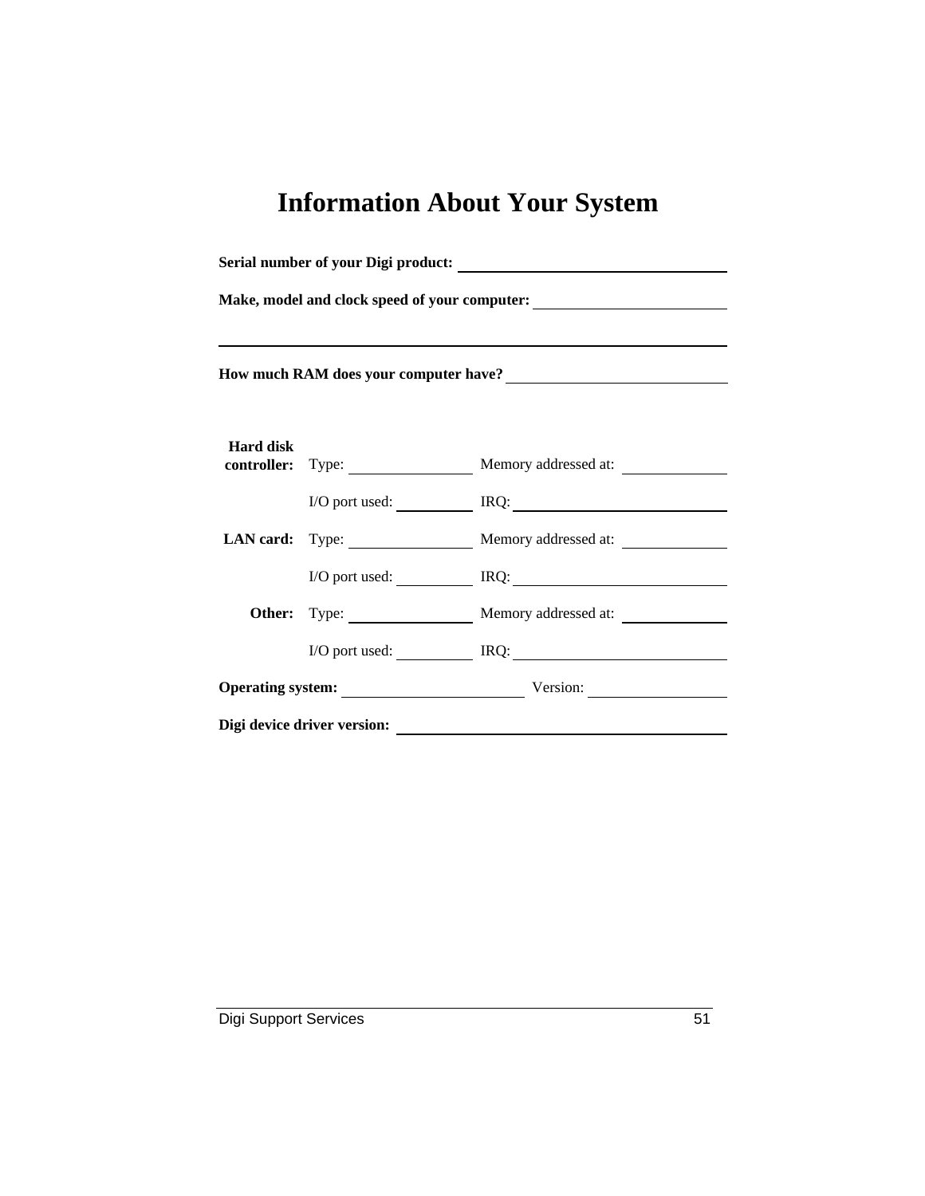# Information About Your System

**Serial number of your Digi product:** ______________________________

**Make, model and clock speed of your computer:** ______________________

______________________________________________________________

**How much RAM does your computer have?** _________________________

| | | |
|---|---|---|
| **Hard disk controller:** | Type: ______________ | Memory addressed at: ___________ |
| | I/O port used: ________ | IRQ: _____________________ |
| **LAN card:** | Type: ______________ | Memory addressed at: ___________ |
| | I/O port used: ________ | IRQ: _____________________ |
| **Other:** | Type: ______________ | Memory addressed at: ___________ |
| | I/O port used: ________ | IRQ: _____________________ |

**Operating system:** ____________________ Version: ______________

**Digi device driver version:** _________________________________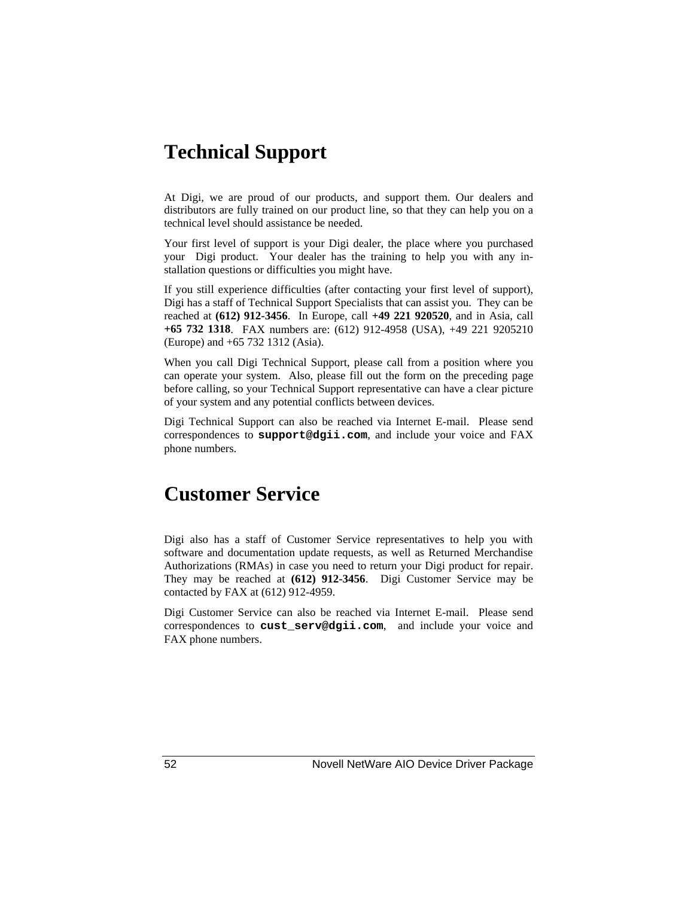# Technical Support

At Digi, we are proud of our products, and support them. Our dealers and distributors are fully trained on our product line, so that they can help you on a technical level should assistance be needed.

Your first level of support is your Digi dealer, the place where you purchased your Digi product. Your dealer has the training to help you with any installation questions or difficulties you might have.

If you still experience difficulties (after contacting your first level of support), Digi has a staff of Technical Support Specialists that can assist you. They can be reached at **(612) 912-3456**. In Europe, call **+49 221 920520**, and in Asia, call **+65 732 1318**. FAX numbers are: (612) 912-4958 (USA), +49 221 9205210 (Europe) and +65 732 1312 (Asia).

When you call Digi Technical Support, please call from a position where you can operate your system. Also, please fill out the form on the preceding page before calling, so your Technical Support representative can have a clear picture of your system and any potential conflicts between devices.

Digi Technical Support can also be reached via Internet E-mail. Please send correspondences to **`support@dgii.com`**, and include your voice and FAX phone numbers.

# Customer Service

Digi also has a staff of Customer Service representatives to help you with software and documentation update requests, as well as Returned Merchandise Authorizations (RMAs) in case you need to return your Digi product for repair. They may be reached at **(612) 912-3456**. Digi Customer Service may be contacted by FAX at (612) 912-4959.

Digi Customer Service can also be reached via Internet E-mail. Please send correspondences to **`cust_serv@dgii.com`**, and include your voice and FAX phone numbers.